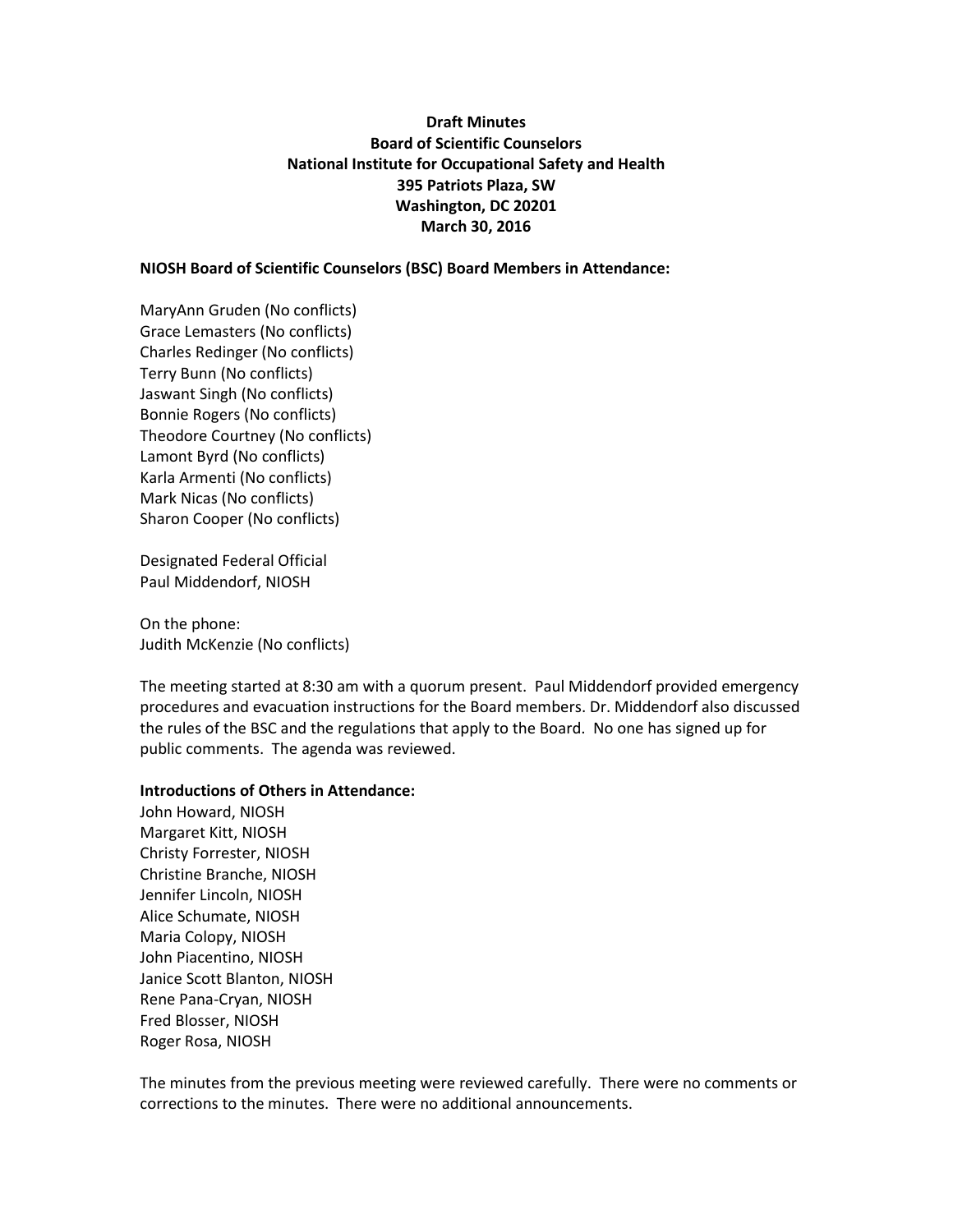**Draft Minutes**
**Board of Scientific Counselors**
**National Institute for Occupational Safety and Health**
**395 Patriots Plaza, SW**
**Washington, DC 20201**
**March 30, 2016**

**NIOSH Board of Scientific Counselors (BSC) Board Members in Attendance:**

MaryAnn Gruden (No conflicts)
Grace Lemasters (No conflicts)
Charles Redinger (No conflicts)
Terry Bunn (No conflicts)
Jaswant Singh (No conflicts)
Bonnie Rogers (No conflicts)
Theodore Courtney (No conflicts)
Lamont Byrd (No conflicts)
Karla Armenti (No conflicts)
Mark Nicas (No conflicts)
Sharon Cooper (No conflicts)

Designated Federal Official
Paul Middendorf, NIOSH

On the phone:
Judith McKenzie (No conflicts)

The meeting started at 8:30 am with a quorum present. Paul Middendorf provided emergency procedures and evacuation instructions for the Board members. Dr. Middendorf also discussed the rules of the BSC and the regulations that apply to the Board. No one has signed up for public comments. The agenda was reviewed.

**Introductions of Others in Attendance:**
John Howard, NIOSH
Margaret Kitt, NIOSH
Christy Forrester, NIOSH
Christine Branche, NIOSH
Jennifer Lincoln, NIOSH
Alice Schumate, NIOSH
Maria Colopy, NIOSH
John Piacentino, NIOSH
Janice Scott Blanton, NIOSH
Rene Pana-Cryan, NIOSH
Fred Blosser, NIOSH
Roger Rosa, NIOSH

The minutes from the previous meeting were reviewed carefully. There were no comments or corrections to the minutes. There were no additional announcements.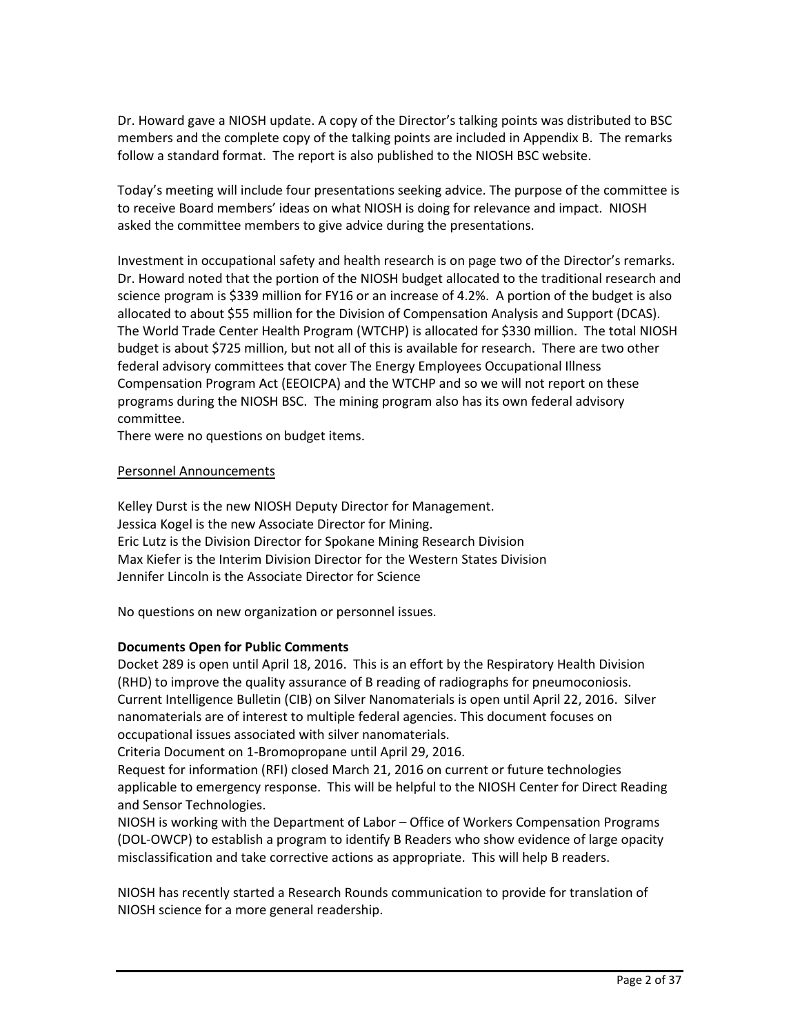Dr. Howard gave a NIOSH update. A copy of the Director's talking points was distributed to BSC members and the complete copy of the talking points are included in Appendix B. The remarks follow a standard format. The report is also published to the NIOSH BSC website.

Today's meeting will include four presentations seeking advice. The purpose of the committee is to receive Board members' ideas on what NIOSH is doing for relevance and impact. NIOSH asked the committee members to give advice during the presentations.

Investment in occupational safety and health research is on page two of the Director's remarks. Dr. Howard noted that the portion of the NIOSH budget allocated to the traditional research and science program is $339 million for FY16 or an increase of 4.2%. A portion of the budget is also allocated to about $55 million for the Division of Compensation Analysis and Support (DCAS). The World Trade Center Health Program (WTCHP) is allocated for $330 million. The total NIOSH budget is about $725 million, but not all of this is available for research. There are two other federal advisory committees that cover The Energy Employees Occupational Illness Compensation Program Act (EEOICPA) and the WTCHP and so we will not report on these programs during the NIOSH BSC. The mining program also has its own federal advisory committee.

There were no questions on budget items.

<u>Personnel Announcements</u>

Kelley Durst is the new NIOSH Deputy Director for Management.
Jessica Kogel is the new Associate Director for Mining.
Eric Lutz is the Division Director for Spokane Mining Research Division
Max Kiefer is the Interim Division Director for the Western States Division
Jennifer Lincoln is the Associate Director for Science

No questions on new organization or personnel issues.

**Documents Open for Public Comments**

Docket 289 is open until April 18, 2016. This is an effort by the Respiratory Health Division (RHD) to improve the quality assurance of B reading of radiographs for pneumoconiosis.
Current Intelligence Bulletin (CIB) on Silver Nanomaterials is open until April 22, 2016. Silver nanomaterials are of interest to multiple federal agencies. This document focuses on occupational issues associated with silver nanomaterials.
Criteria Document on 1-Bromopropane until April 29, 2016.
Request for information (RFI) closed March 21, 2016 on current or future technologies applicable to emergency response. This will be helpful to the NIOSH Center for Direct Reading and Sensor Technologies.
NIOSH is working with the Department of Labor – Office of Workers Compensation Programs (DOL-OWCP) to establish a program to identify B Readers who show evidence of large opacity misclassification and take corrective actions as appropriate. This will help B readers.

NIOSH has recently started a Research Rounds communication to provide for translation of NIOSH science for a more general readership.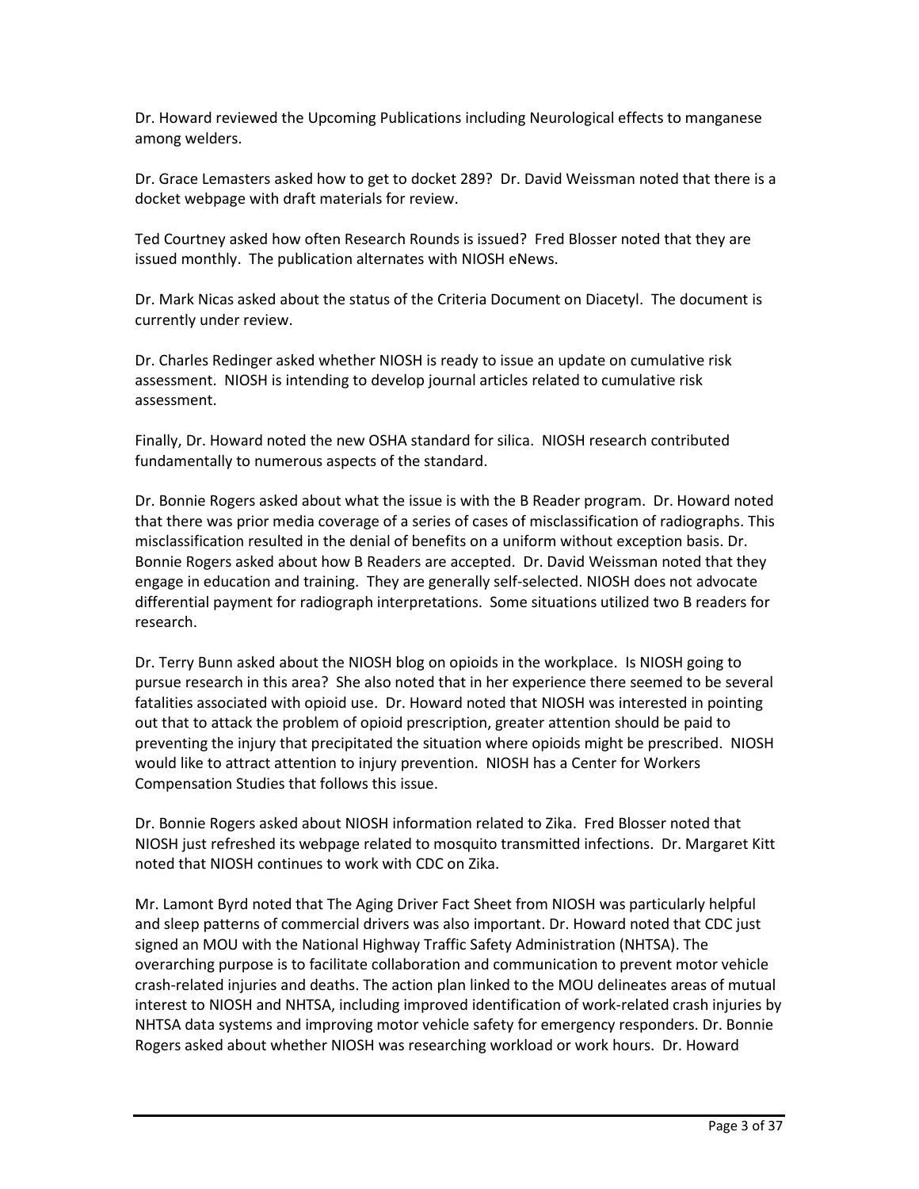Dr. Howard reviewed the Upcoming Publications including Neurological effects to manganese among welders.

Dr. Grace Lemasters asked how to get to docket 289? Dr. David Weissman noted that there is a docket webpage with draft materials for review.

Ted Courtney asked how often Research Rounds is issued? Fred Blosser noted that they are issued monthly. The publication alternates with NIOSH eNews.

Dr. Mark Nicas asked about the status of the Criteria Document on Diacetyl. The document is currently under review.

Dr. Charles Redinger asked whether NIOSH is ready to issue an update on cumulative risk assessment. NIOSH is intending to develop journal articles related to cumulative risk assessment.

Finally, Dr. Howard noted the new OSHA standard for silica. NIOSH research contributed fundamentally to numerous aspects of the standard.

Dr. Bonnie Rogers asked about what the issue is with the B Reader program. Dr. Howard noted that there was prior media coverage of a series of cases of misclassification of radiographs. This misclassification resulted in the denial of benefits on a uniform without exception basis. Dr. Bonnie Rogers asked about how B Readers are accepted. Dr. David Weissman noted that they engage in education and training. They are generally self-selected. NIOSH does not advocate differential payment for radiograph interpretations. Some situations utilized two B readers for research.

Dr. Terry Bunn asked about the NIOSH blog on opioids in the workplace. Is NIOSH going to pursue research in this area? She also noted that in her experience there seemed to be several fatalities associated with opioid use. Dr. Howard noted that NIOSH was interested in pointing out that to attack the problem of opioid prescription, greater attention should be paid to preventing the injury that precipitated the situation where opioids might be prescribed. NIOSH would like to attract attention to injury prevention. NIOSH has a Center for Workers Compensation Studies that follows this issue.

Dr. Bonnie Rogers asked about NIOSH information related to Zika. Fred Blosser noted that NIOSH just refreshed its webpage related to mosquito transmitted infections. Dr. Margaret Kitt noted that NIOSH continues to work with CDC on Zika.

Mr. Lamont Byrd noted that The Aging Driver Fact Sheet from NIOSH was particularly helpful and sleep patterns of commercial drivers was also important. Dr. Howard noted that CDC just signed an MOU with the National Highway Traffic Safety Administration (NHTSA). The overarching purpose is to facilitate collaboration and communication to prevent motor vehicle crash-related injuries and deaths. The action plan linked to the MOU delineates areas of mutual interest to NIOSH and NHTSA, including improved identification of work-related crash injuries by NHTSA data systems and improving motor vehicle safety for emergency responders. Dr. Bonnie Rogers asked about whether NIOSH was researching workload or work hours. Dr. Howard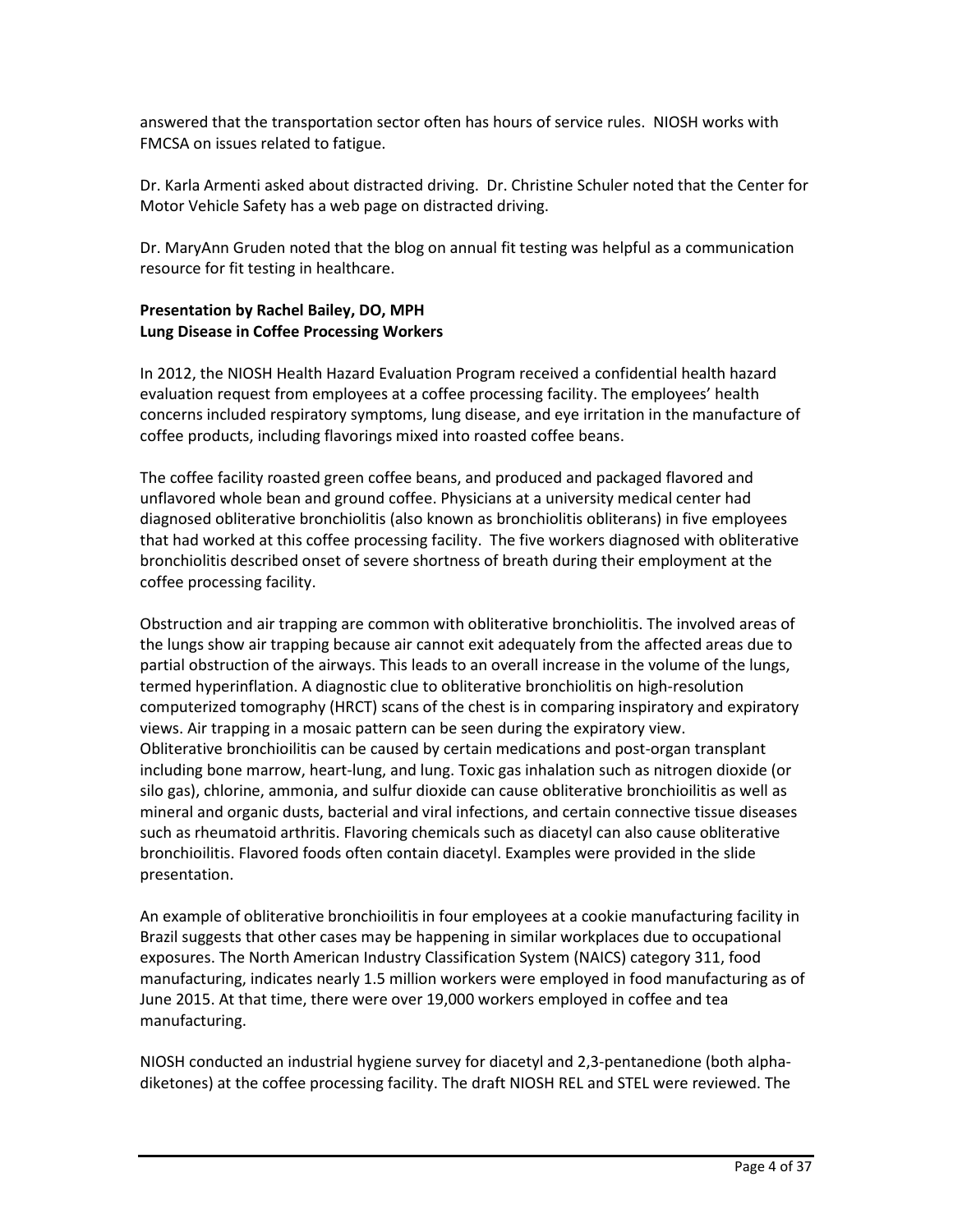answered that the transportation sector often has hours of service rules. NIOSH works with FMCSA on issues related to fatigue.

Dr. Karla Armenti asked about distracted driving. Dr. Christine Schuler noted that the Center for Motor Vehicle Safety has a web page on distracted driving.

Dr. MaryAnn Gruden noted that the blog on annual fit testing was helpful as a communication resource for fit testing in healthcare.

**Presentation by Rachel Bailey, DO, MPH**
**Lung Disease in Coffee Processing Workers**

In 2012, the NIOSH Health Hazard Evaluation Program received a confidential health hazard evaluation request from employees at a coffee processing facility. The employees' health concerns included respiratory symptoms, lung disease, and eye irritation in the manufacture of coffee products, including flavorings mixed into roasted coffee beans.

The coffee facility roasted green coffee beans, and produced and packaged flavored and unflavored whole bean and ground coffee. Physicians at a university medical center had diagnosed obliterative bronchiolitis (also known as bronchiolitis obliterans) in five employees that had worked at this coffee processing facility. The five workers diagnosed with obliterative bronchiolitis described onset of severe shortness of breath during their employment at the coffee processing facility.

Obstruction and air trapping are common with obliterative bronchiolitis. The involved areas of the lungs show air trapping because air cannot exit adequately from the affected areas due to partial obstruction of the airways. This leads to an overall increase in the volume of the lungs, termed hyperinflation. A diagnostic clue to obliterative bronchiolitis on high-resolution computerized tomography (HRCT) scans of the chest is in comparing inspiratory and expiratory views. Air trapping in a mosaic pattern can be seen during the expiratory view.
Obliterative bronchioilitis can be caused by certain medications and post-organ transplant including bone marrow, heart-lung, and lung. Toxic gas inhalation such as nitrogen dioxide (or silo gas), chlorine, ammonia, and sulfur dioxide can cause obliterative bronchioilitis as well as mineral and organic dusts, bacterial and viral infections, and certain connective tissue diseases such as rheumatoid arthritis. Flavoring chemicals such as diacetyl can also cause obliterative bronchioilitis. Flavored foods often contain diacetyl. Examples were provided in the slide presentation.

An example of obliterative bronchioilitis in four employees at a cookie manufacturing facility in Brazil suggests that other cases may be happening in similar workplaces due to occupational exposures. The North American Industry Classification System (NAICS) category 311, food manufacturing, indicates nearly 1.5 million workers were employed in food manufacturing as of June 2015. At that time, there were over 19,000 workers employed in coffee and tea manufacturing.

NIOSH conducted an industrial hygiene survey for diacetyl and 2,3-pentanedione (both alpha-diketones) at the coffee processing facility. The draft NIOSH REL and STEL were reviewed. The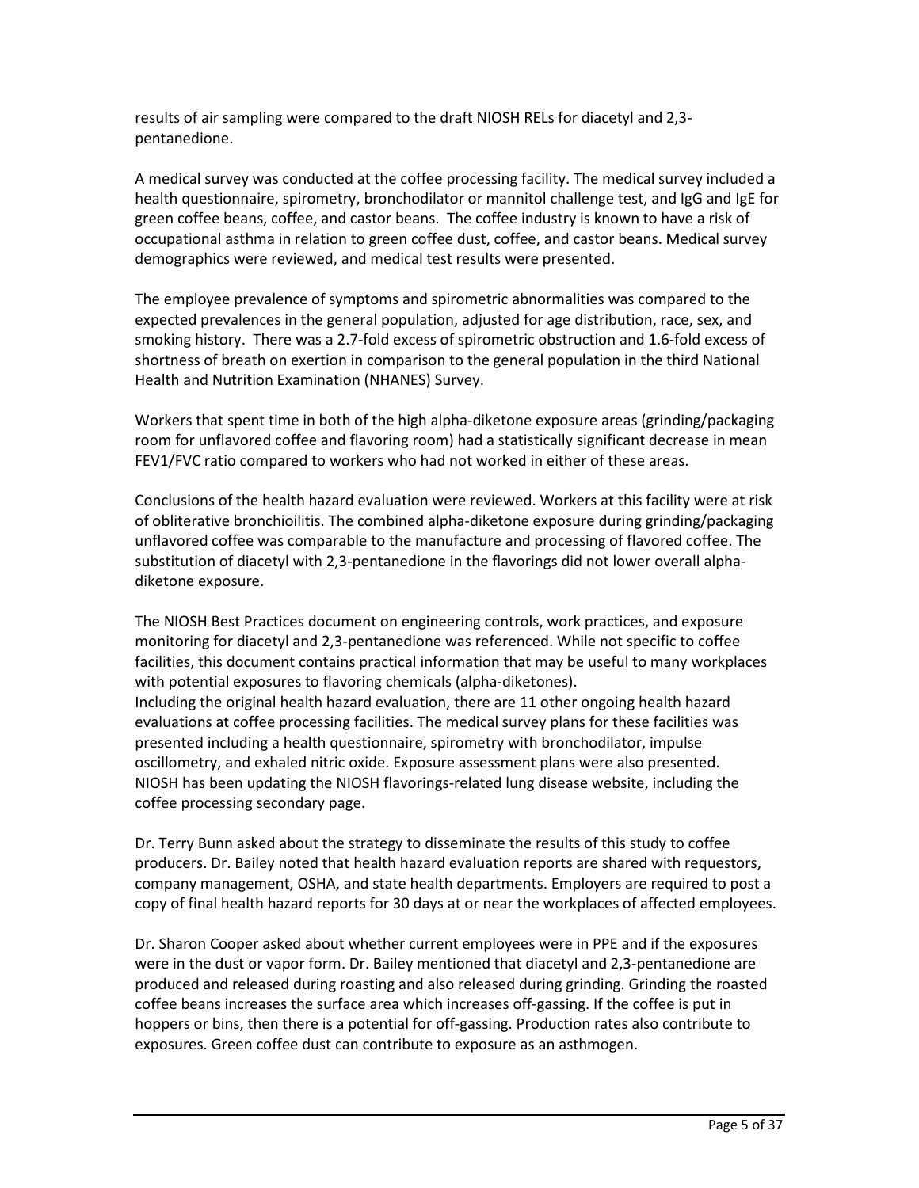results of air sampling were compared to the draft NIOSH RELs for diacetyl and 2,3-pentanedione.

A medical survey was conducted at the coffee processing facility. The medical survey included a health questionnaire, spirometry, bronchodilator or mannitol challenge test, and IgG and IgE for green coffee beans, coffee, and castor beans. The coffee industry is known to have a risk of occupational asthma in relation to green coffee dust, coffee, and castor beans. Medical survey demographics were reviewed, and medical test results were presented.

The employee prevalence of symptoms and spirometric abnormalities was compared to the expected prevalences in the general population, adjusted for age distribution, race, sex, and smoking history. There was a 2.7-fold excess of spirometric obstruction and 1.6-fold excess of shortness of breath on exertion in comparison to the general population in the third National Health and Nutrition Examination (NHANES) Survey.

Workers that spent time in both of the high alpha-diketone exposure areas (grinding/packaging room for unflavored coffee and flavoring room) had a statistically significant decrease in mean FEV1/FVC ratio compared to workers who had not worked in either of these areas.

Conclusions of the health hazard evaluation were reviewed. Workers at this facility were at risk of obliterative bronchioilitis. The combined alpha-diketone exposure during grinding/packaging unflavored coffee was comparable to the manufacture and processing of flavored coffee. The substitution of diacetyl with 2,3-pentanedione in the flavorings did not lower overall alpha-diketone exposure.

The NIOSH Best Practices document on engineering controls, work practices, and exposure monitoring for diacetyl and 2,3-pentanedione was referenced. While not specific to coffee facilities, this document contains practical information that may be useful to many workplaces with potential exposures to flavoring chemicals (alpha-diketones).
Including the original health hazard evaluation, there are 11 other ongoing health hazard evaluations at coffee processing facilities. The medical survey plans for these facilities was presented including a health questionnaire, spirometry with bronchodilator, impulse oscillometry, and exhaled nitric oxide. Exposure assessment plans were also presented.
NIOSH has been updating the NIOSH flavorings-related lung disease website, including the coffee processing secondary page.

Dr. Terry Bunn asked about the strategy to disseminate the results of this study to coffee producers. Dr. Bailey noted that health hazard evaluation reports are shared with requestors, company management, OSHA, and state health departments. Employers are required to post a copy of final health hazard reports for 30 days at or near the workplaces of affected employees.

Dr. Sharon Cooper asked about whether current employees were in PPE and if the exposures were in the dust or vapor form. Dr. Bailey mentioned that diacetyl and 2,3-pentanedione are produced and released during roasting and also released during grinding. Grinding the roasted coffee beans increases the surface area which increases off-gassing. If the coffee is put in hoppers or bins, then there is a potential for off-gassing. Production rates also contribute to exposures. Green coffee dust can contribute to exposure as an asthmogen.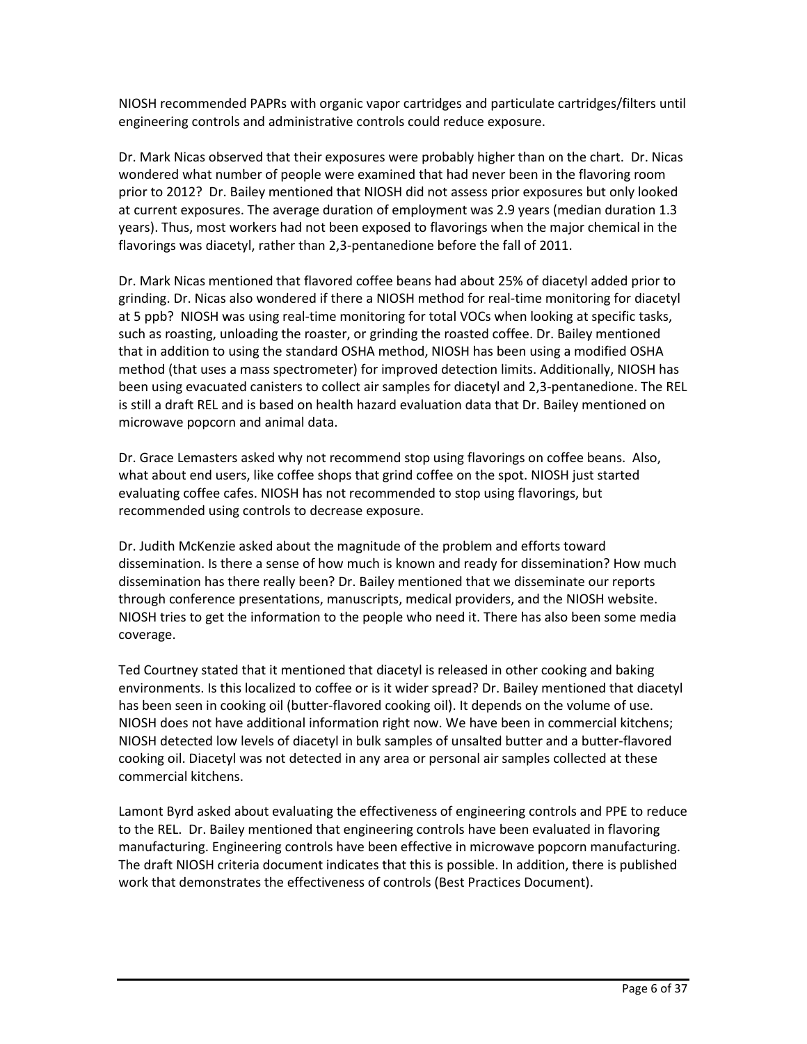NIOSH recommended PAPRs with organic vapor cartridges and particulate cartridges/filters until engineering controls and administrative controls could reduce exposure.

Dr. Mark Nicas observed that their exposures were probably higher than on the chart. Dr. Nicas wondered what number of people were examined that had never been in the flavoring room prior to 2012? Dr. Bailey mentioned that NIOSH did not assess prior exposures but only looked at current exposures. The average duration of employment was 2.9 years (median duration 1.3 years). Thus, most workers had not been exposed to flavorings when the major chemical in the flavorings was diacetyl, rather than 2,3-pentanedione before the fall of 2011.

Dr. Mark Nicas mentioned that flavored coffee beans had about 25% of diacetyl added prior to grinding. Dr. Nicas also wondered if there a NIOSH method for real-time monitoring for diacetyl at 5 ppb? NIOSH was using real-time monitoring for total VOCs when looking at specific tasks, such as roasting, unloading the roaster, or grinding the roasted coffee. Dr. Bailey mentioned that in addition to using the standard OSHA method, NIOSH has been using a modified OSHA method (that uses a mass spectrometer) for improved detection limits. Additionally, NIOSH has been using evacuated canisters to collect air samples for diacetyl and 2,3-pentanedione. The REL is still a draft REL and is based on health hazard evaluation data that Dr. Bailey mentioned on microwave popcorn and animal data.

Dr. Grace Lemasters asked why not recommend stop using flavorings on coffee beans. Also, what about end users, like coffee shops that grind coffee on the spot. NIOSH just started evaluating coffee cafes. NIOSH has not recommended to stop using flavorings, but recommended using controls to decrease exposure.

Dr. Judith McKenzie asked about the magnitude of the problem and efforts toward dissemination. Is there a sense of how much is known and ready for dissemination? How much dissemination has there really been? Dr. Bailey mentioned that we disseminate our reports through conference presentations, manuscripts, medical providers, and the NIOSH website. NIOSH tries to get the information to the people who need it. There has also been some media coverage.

Ted Courtney stated that it mentioned that diacetyl is released in other cooking and baking environments. Is this localized to coffee or is it wider spread? Dr. Bailey mentioned that diacetyl has been seen in cooking oil (butter-flavored cooking oil). It depends on the volume of use. NIOSH does not have additional information right now. We have been in commercial kitchens; NIOSH detected low levels of diacetyl in bulk samples of unsalted butter and a butter-flavored cooking oil. Diacetyl was not detected in any area or personal air samples collected at these commercial kitchens.

Lamont Byrd asked about evaluating the effectiveness of engineering controls and PPE to reduce to the REL. Dr. Bailey mentioned that engineering controls have been evaluated in flavoring manufacturing. Engineering controls have been effective in microwave popcorn manufacturing. The draft NIOSH criteria document indicates that this is possible. In addition, there is published work that demonstrates the effectiveness of controls (Best Practices Document).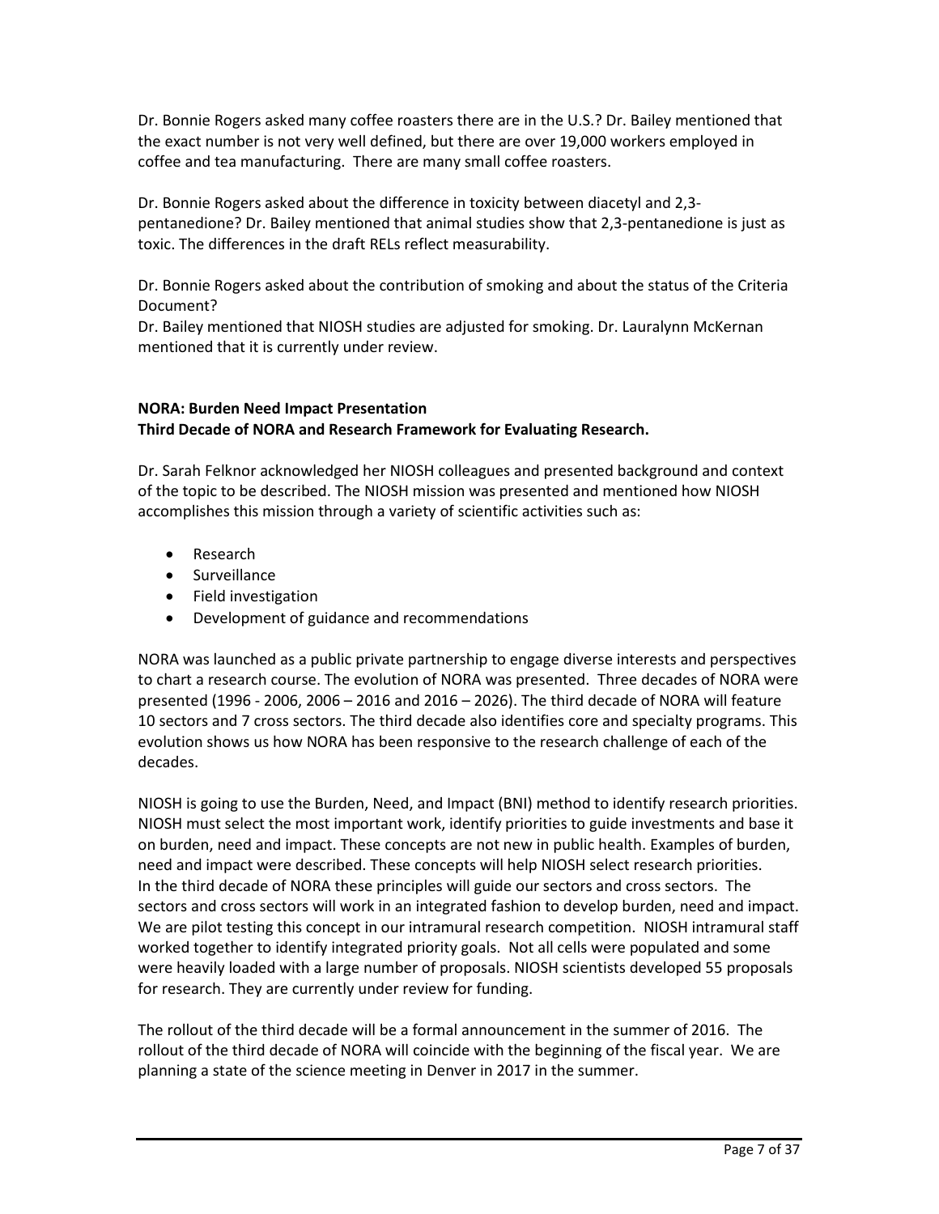Dr. Bonnie Rogers asked many coffee roasters there are in the U.S.? Dr. Bailey mentioned that the exact number is not very well defined, but there are over 19,000 workers employed in coffee and tea manufacturing. There are many small coffee roasters.

Dr. Bonnie Rogers asked about the difference in toxicity between diacetyl and 2,3-pentanedione? Dr. Bailey mentioned that animal studies show that 2,3-pentanedione is just as toxic. The differences in the draft RELs reflect measurability.

Dr. Bonnie Rogers asked about the contribution of smoking and about the status of the Criteria Document?
Dr. Bailey mentioned that NIOSH studies are adjusted for smoking. Dr. Lauralynn McKernan mentioned that it is currently under review.

**NORA: Burden Need Impact Presentation**
**Third Decade of NORA and Research Framework for Evaluating Research.**

Dr. Sarah Felknor acknowledged her NIOSH colleagues and presented background and context of the topic to be described. The NIOSH mission was presented and mentioned how NIOSH accomplishes this mission through a variety of scientific activities such as:

- Research
- Surveillance
- Field investigation
- Development of guidance and recommendations

NORA was launched as a public private partnership to engage diverse interests and perspectives to chart a research course. The evolution of NORA was presented. Three decades of NORA were presented (1996 - 2006, 2006 – 2016 and 2016 – 2026). The third decade of NORA will feature 10 sectors and 7 cross sectors. The third decade also identifies core and specialty programs. This evolution shows us how NORA has been responsive to the research challenge of each of the decades.

NIOSH is going to use the Burden, Need, and Impact (BNI) method to identify research priorities. NIOSH must select the most important work, identify priorities to guide investments and base it on burden, need and impact. These concepts are not new in public health. Examples of burden, need and impact were described. These concepts will help NIOSH select research priorities. In the third decade of NORA these principles will guide our sectors and cross sectors. The sectors and cross sectors will work in an integrated fashion to develop burden, need and impact. We are pilot testing this concept in our intramural research competition. NIOSH intramural staff worked together to identify integrated priority goals. Not all cells were populated and some were heavily loaded with a large number of proposals. NIOSH scientists developed 55 proposals for research. They are currently under review for funding.

The rollout of the third decade will be a formal announcement in the summer of 2016. The rollout of the third decade of NORA will coincide with the beginning of the fiscal year. We are planning a state of the science meeting in Denver in 2017 in the summer.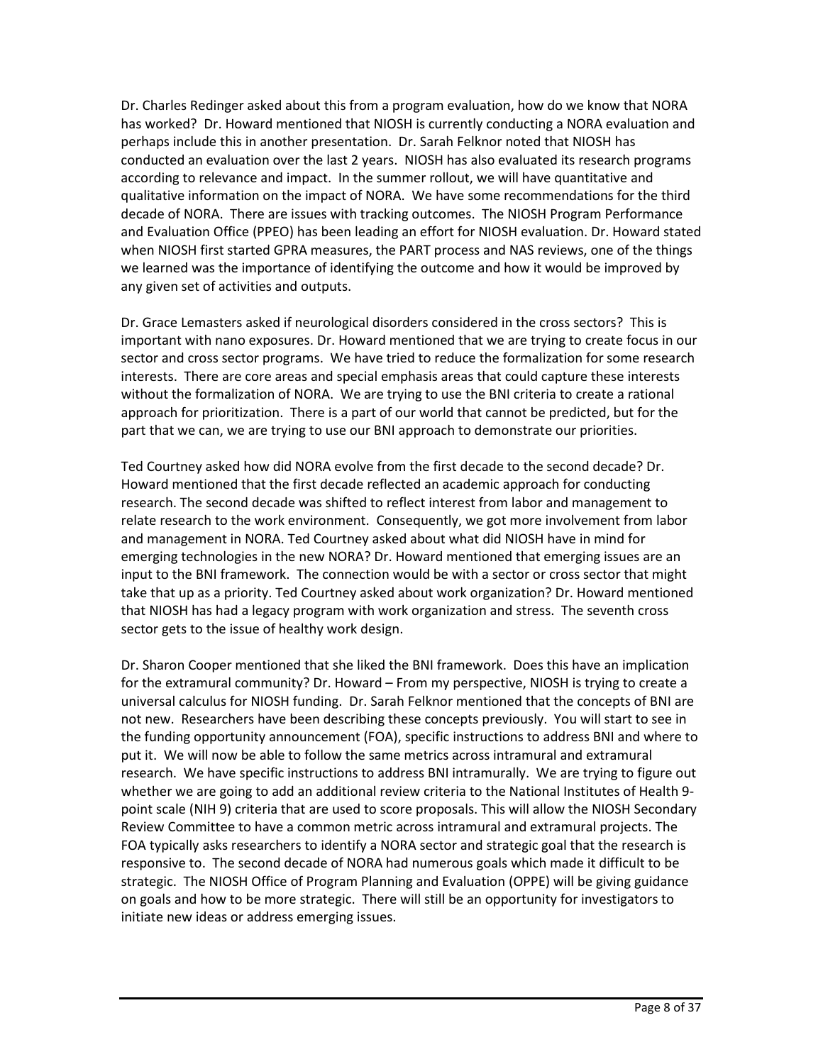Dr. Charles Redinger asked about this from a program evaluation, how do we know that NORA has worked? Dr. Howard mentioned that NIOSH is currently conducting a NORA evaluation and perhaps include this in another presentation. Dr. Sarah Felknor noted that NIOSH has conducted an evaluation over the last 2 years. NIOSH has also evaluated its research programs according to relevance and impact. In the summer rollout, we will have quantitative and qualitative information on the impact of NORA. We have some recommendations for the third decade of NORA. There are issues with tracking outcomes. The NIOSH Program Performance and Evaluation Office (PPEO) has been leading an effort for NIOSH evaluation. Dr. Howard stated when NIOSH first started GPRA measures, the PART process and NAS reviews, one of the things we learned was the importance of identifying the outcome and how it would be improved by any given set of activities and outputs.

Dr. Grace Lemasters asked if neurological disorders considered in the cross sectors? This is important with nano exposures. Dr. Howard mentioned that we are trying to create focus in our sector and cross sector programs. We have tried to reduce the formalization for some research interests. There are core areas and special emphasis areas that could capture these interests without the formalization of NORA. We are trying to use the BNI criteria to create a rational approach for prioritization. There is a part of our world that cannot be predicted, but for the part that we can, we are trying to use our BNI approach to demonstrate our priorities.

Ted Courtney asked how did NORA evolve from the first decade to the second decade? Dr. Howard mentioned that the first decade reflected an academic approach for conducting research. The second decade was shifted to reflect interest from labor and management to relate research to the work environment. Consequently, we got more involvement from labor and management in NORA. Ted Courtney asked about what did NIOSH have in mind for emerging technologies in the new NORA? Dr. Howard mentioned that emerging issues are an input to the BNI framework. The connection would be with a sector or cross sector that might take that up as a priority. Ted Courtney asked about work organization? Dr. Howard mentioned that NIOSH has had a legacy program with work organization and stress. The seventh cross sector gets to the issue of healthy work design.

Dr. Sharon Cooper mentioned that she liked the BNI framework. Does this have an implication for the extramural community? Dr. Howard – From my perspective, NIOSH is trying to create a universal calculus for NIOSH funding. Dr. Sarah Felknor mentioned that the concepts of BNI are not new. Researchers have been describing these concepts previously. You will start to see in the funding opportunity announcement (FOA), specific instructions to address BNI and where to put it. We will now be able to follow the same metrics across intramural and extramural research. We have specific instructions to address BNI intramurally. We are trying to figure out whether we are going to add an additional review criteria to the National Institutes of Health 9-point scale (NIH 9) criteria that are used to score proposals. This will allow the NIOSH Secondary Review Committee to have a common metric across intramural and extramural projects. The FOA typically asks researchers to identify a NORA sector and strategic goal that the research is responsive to. The second decade of NORA had numerous goals which made it difficult to be strategic. The NIOSH Office of Program Planning and Evaluation (OPPE) will be giving guidance on goals and how to be more strategic. There will still be an opportunity for investigators to initiate new ideas or address emerging issues.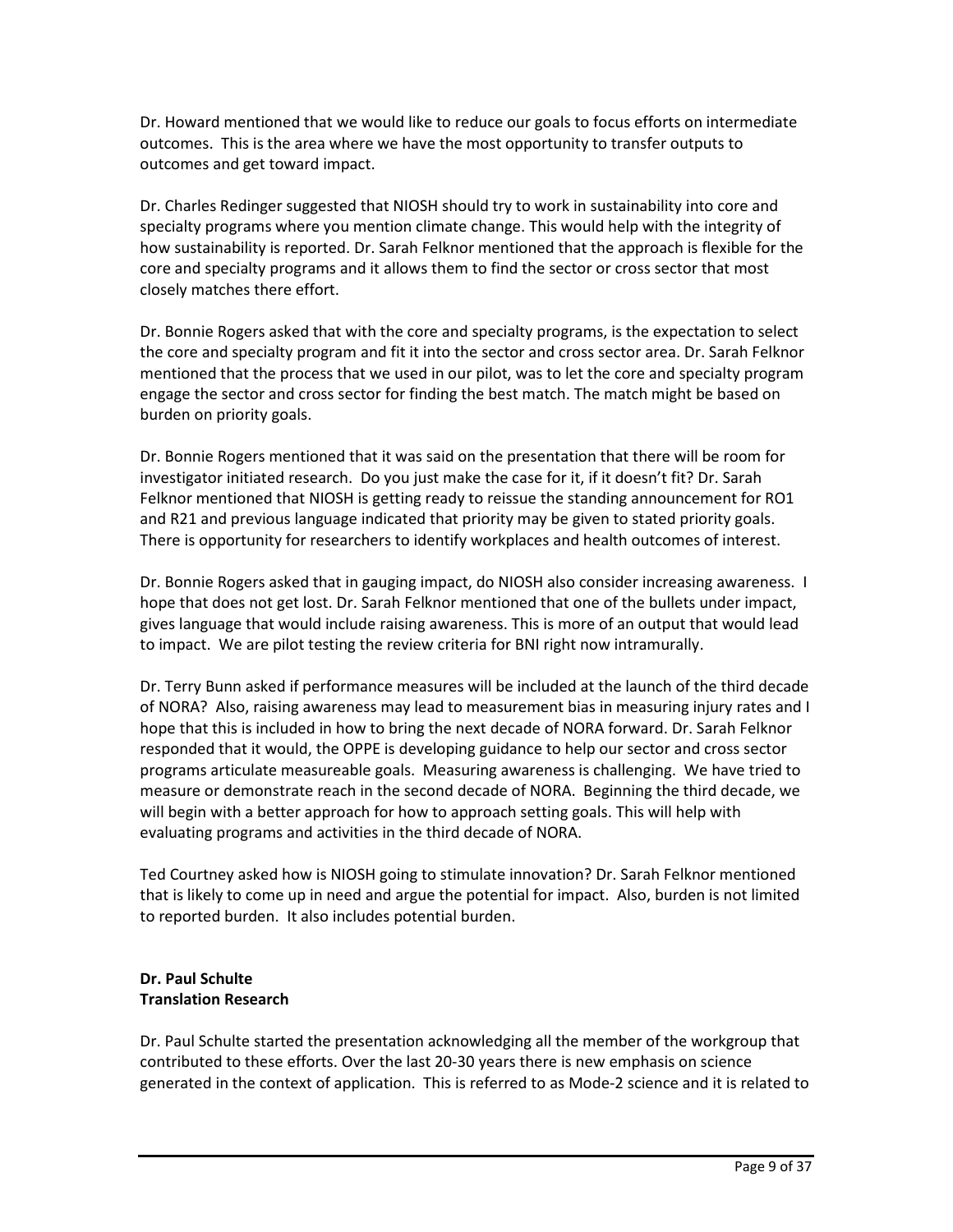Dr. Howard mentioned that we would like to reduce our goals to focus efforts on intermediate outcomes. This is the area where we have the most opportunity to transfer outputs to outcomes and get toward impact.

Dr. Charles Redinger suggested that NIOSH should try to work in sustainability into core and specialty programs where you mention climate change. This would help with the integrity of how sustainability is reported. Dr. Sarah Felknor mentioned that the approach is flexible for the core and specialty programs and it allows them to find the sector or cross sector that most closely matches there effort.

Dr. Bonnie Rogers asked that with the core and specialty programs, is the expectation to select the core and specialty program and fit it into the sector and cross sector area. Dr. Sarah Felknor mentioned that the process that we used in our pilot, was to let the core and specialty program engage the sector and cross sector for finding the best match. The match might be based on burden on priority goals.

Dr. Bonnie Rogers mentioned that it was said on the presentation that there will be room for investigator initiated research. Do you just make the case for it, if it doesn't fit? Dr. Sarah Felknor mentioned that NIOSH is getting ready to reissue the standing announcement for RO1 and R21 and previous language indicated that priority may be given to stated priority goals. There is opportunity for researchers to identify workplaces and health outcomes of interest.

Dr. Bonnie Rogers asked that in gauging impact, do NIOSH also consider increasing awareness. I hope that does not get lost. Dr. Sarah Felknor mentioned that one of the bullets under impact, gives language that would include raising awareness. This is more of an output that would lead to impact. We are pilot testing the review criteria for BNI right now intramurally.

Dr. Terry Bunn asked if performance measures will be included at the launch of the third decade of NORA? Also, raising awareness may lead to measurement bias in measuring injury rates and I hope that this is included in how to bring the next decade of NORA forward. Dr. Sarah Felknor responded that it would, the OPPE is developing guidance to help our sector and cross sector programs articulate measureable goals. Measuring awareness is challenging. We have tried to measure or demonstrate reach in the second decade of NORA. Beginning the third decade, we will begin with a better approach for how to approach setting goals. This will help with evaluating programs and activities in the third decade of NORA.

Ted Courtney asked how is NIOSH going to stimulate innovation? Dr. Sarah Felknor mentioned that is likely to come up in need and argue the potential for impact. Also, burden is not limited to reported burden. It also includes potential burden.

**Dr. Paul Schulte**
**Translation Research**

Dr. Paul Schulte started the presentation acknowledging all the member of the workgroup that contributed to these efforts. Over the last 20-30 years there is new emphasis on science generated in the context of application. This is referred to as Mode-2 science and it is related to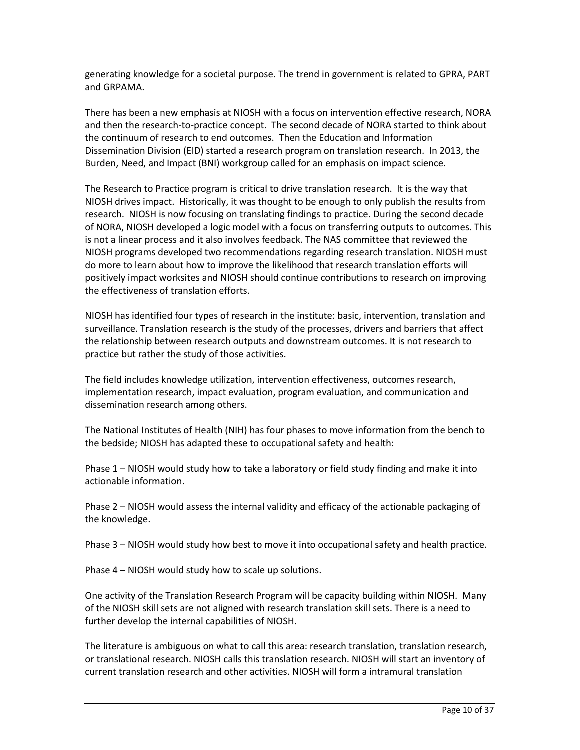generating knowledge for a societal purpose. The trend in government is related to GPRA, PART and GRPAMA.

There has been a new emphasis at NIOSH with a focus on intervention effective research, NORA and then the research-to-practice concept. The second decade of NORA started to think about the continuum of research to end outcomes. Then the Education and Information Dissemination Division (EID) started a research program on translation research. In 2013, the Burden, Need, and Impact (BNI) workgroup called for an emphasis on impact science.

The Research to Practice program is critical to drive translation research. It is the way that NIOSH drives impact. Historically, it was thought to be enough to only publish the results from research. NIOSH is now focusing on translating findings to practice. During the second decade of NORA, NIOSH developed a logic model with a focus on transferring outputs to outcomes. This is not a linear process and it also involves feedback. The NAS committee that reviewed the NIOSH programs developed two recommendations regarding research translation. NIOSH must do more to learn about how to improve the likelihood that research translation efforts will positively impact worksites and NIOSH should continue contributions to research on improving the effectiveness of translation efforts.

NIOSH has identified four types of research in the institute: basic, intervention, translation and surveillance. Translation research is the study of the processes, drivers and barriers that affect the relationship between research outputs and downstream outcomes. It is not research to practice but rather the study of those activities.

The field includes knowledge utilization, intervention effectiveness, outcomes research, implementation research, impact evaluation, program evaluation, and communication and dissemination research among others.

The National Institutes of Health (NIH) has four phases to move information from the bench to the bedside; NIOSH has adapted these to occupational safety and health:

Phase 1 – NIOSH would study how to take a laboratory or field study finding and make it into actionable information.

Phase 2 – NIOSH would assess the internal validity and efficacy of the actionable packaging of the knowledge.

Phase 3 – NIOSH would study how best to move it into occupational safety and health practice.

Phase 4 – NIOSH would study how to scale up solutions.

One activity of the Translation Research Program will be capacity building within NIOSH. Many of the NIOSH skill sets are not aligned with research translation skill sets. There is a need to further develop the internal capabilities of NIOSH.

The literature is ambiguous on what to call this area: research translation, translation research, or translational research. NIOSH calls this translation research. NIOSH will start an inventory of current translation research and other activities. NIOSH will form a intramural translation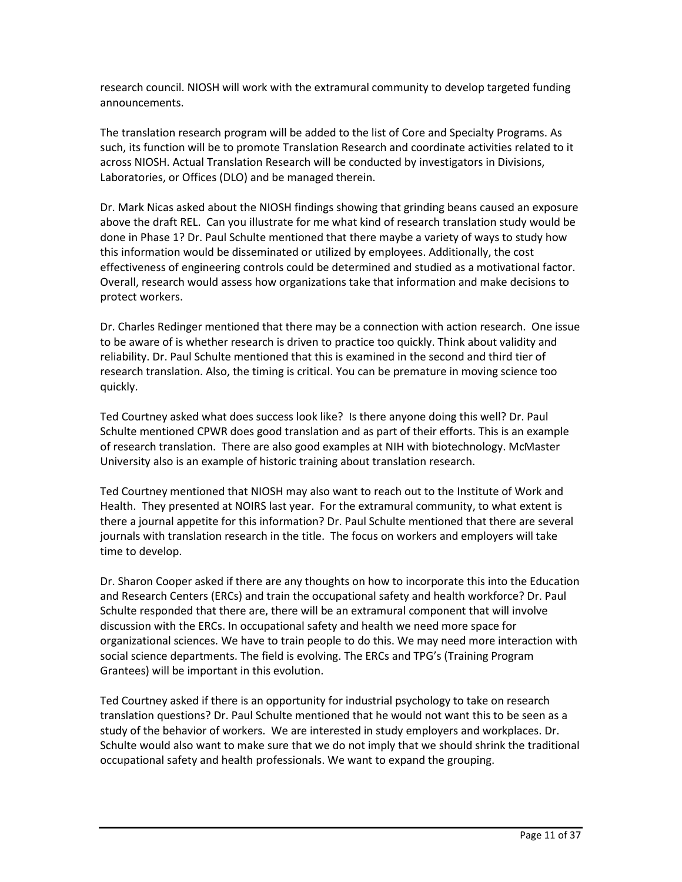research council. NIOSH will work with the extramural community to develop targeted funding announcements.

The translation research program will be added to the list of Core and Specialty Programs. As such, its function will be to promote Translation Research and coordinate activities related to it across NIOSH. Actual Translation Research will be conducted by investigators in Divisions, Laboratories, or Offices (DLO) and be managed therein.

Dr. Mark Nicas asked about the NIOSH findings showing that grinding beans caused an exposure above the draft REL. Can you illustrate for me what kind of research translation study would be done in Phase 1? Dr. Paul Schulte mentioned that there maybe a variety of ways to study how this information would be disseminated or utilized by employees. Additionally, the cost effectiveness of engineering controls could be determined and studied as a motivational factor. Overall, research would assess how organizations take that information and make decisions to protect workers.

Dr. Charles Redinger mentioned that there may be a connection with action research. One issue to be aware of is whether research is driven to practice too quickly. Think about validity and reliability. Dr. Paul Schulte mentioned that this is examined in the second and third tier of research translation. Also, the timing is critical. You can be premature in moving science too quickly.

Ted Courtney asked what does success look like? Is there anyone doing this well? Dr. Paul Schulte mentioned CPWR does good translation and as part of their efforts. This is an example of research translation. There are also good examples at NIH with biotechnology. McMaster University also is an example of historic training about translation research.

Ted Courtney mentioned that NIOSH may also want to reach out to the Institute of Work and Health. They presented at NOIRS last year. For the extramural community, to what extent is there a journal appetite for this information? Dr. Paul Schulte mentioned that there are several journals with translation research in the title. The focus on workers and employers will take time to develop.

Dr. Sharon Cooper asked if there are any thoughts on how to incorporate this into the Education and Research Centers (ERCs) and train the occupational safety and health workforce? Dr. Paul Schulte responded that there are, there will be an extramural component that will involve discussion with the ERCs. In occupational safety and health we need more space for organizational sciences. We have to train people to do this. We may need more interaction with social science departments. The field is evolving. The ERCs and TPG's (Training Program Grantees) will be important in this evolution.

Ted Courtney asked if there is an opportunity for industrial psychology to take on research translation questions? Dr. Paul Schulte mentioned that he would not want this to be seen as a study of the behavior of workers. We are interested in study employers and workplaces. Dr. Schulte would also want to make sure that we do not imply that we should shrink the traditional occupational safety and health professionals. We want to expand the grouping.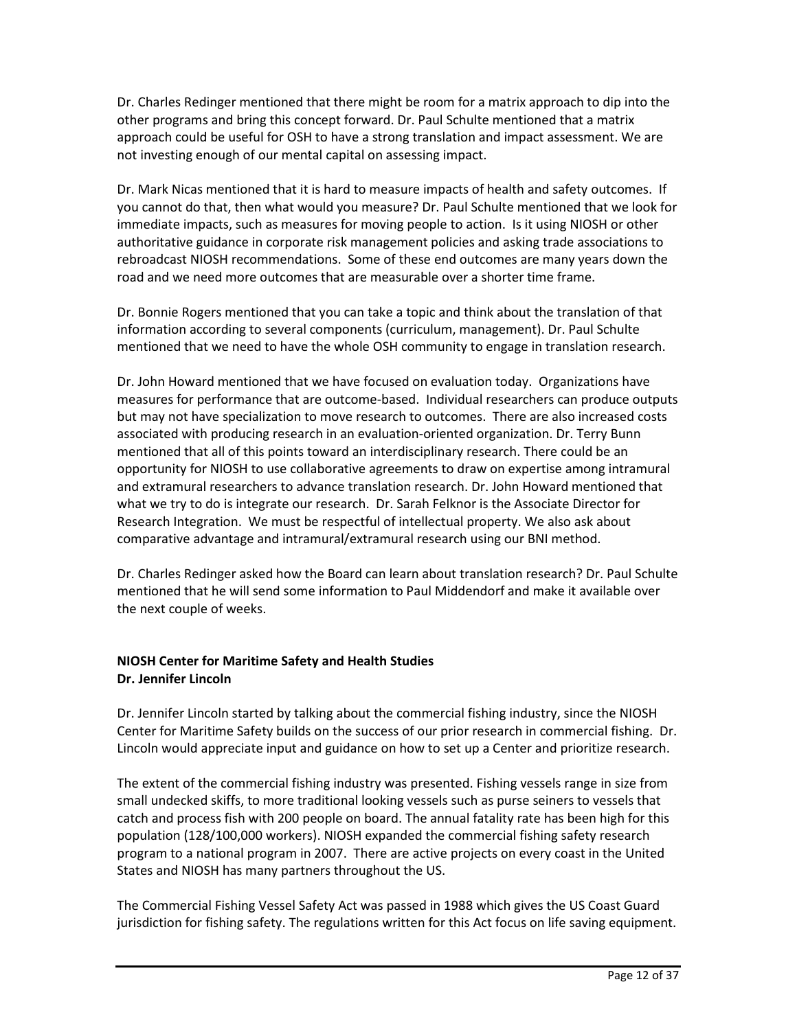Dr. Charles Redinger mentioned that there might be room for a matrix approach to dip into the other programs and bring this concept forward. Dr. Paul Schulte mentioned that a matrix approach could be useful for OSH to have a strong translation and impact assessment. We are not investing enough of our mental capital on assessing impact.

Dr. Mark Nicas mentioned that it is hard to measure impacts of health and safety outcomes. If you cannot do that, then what would you measure? Dr. Paul Schulte mentioned that we look for immediate impacts, such as measures for moving people to action. Is it using NIOSH or other authoritative guidance in corporate risk management policies and asking trade associations to rebroadcast NIOSH recommendations. Some of these end outcomes are many years down the road and we need more outcomes that are measurable over a shorter time frame.

Dr. Bonnie Rogers mentioned that you can take a topic and think about the translation of that information according to several components (curriculum, management). Dr. Paul Schulte mentioned that we need to have the whole OSH community to engage in translation research.

Dr. John Howard mentioned that we have focused on evaluation today. Organizations have measures for performance that are outcome-based. Individual researchers can produce outputs but may not have specialization to move research to outcomes. There are also increased costs associated with producing research in an evaluation-oriented organization. Dr. Terry Bunn mentioned that all of this points toward an interdisciplinary research. There could be an opportunity for NIOSH to use collaborative agreements to draw on expertise among intramural and extramural researchers to advance translation research. Dr. John Howard mentioned that what we try to do is integrate our research. Dr. Sarah Felknor is the Associate Director for Research Integration. We must be respectful of intellectual property. We also ask about comparative advantage and intramural/extramural research using our BNI method.

Dr. Charles Redinger asked how the Board can learn about translation research? Dr. Paul Schulte mentioned that he will send some information to Paul Middendorf and make it available over the next couple of weeks.

**NIOSH Center for Maritime Safety and Health Studies**
**Dr. Jennifer Lincoln**

Dr. Jennifer Lincoln started by talking about the commercial fishing industry, since the NIOSH Center for Maritime Safety builds on the success of our prior research in commercial fishing. Dr. Lincoln would appreciate input and guidance on how to set up a Center and prioritize research.

The extent of the commercial fishing industry was presented. Fishing vessels range in size from small undecked skiffs, to more traditional looking vessels such as purse seiners to vessels that catch and process fish with 200 people on board. The annual fatality rate has been high for this population (128/100,000 workers). NIOSH expanded the commercial fishing safety research program to a national program in 2007. There are active projects on every coast in the United States and NIOSH has many partners throughout the US.

The Commercial Fishing Vessel Safety Act was passed in 1988 which gives the US Coast Guard jurisdiction for fishing safety. The regulations written for this Act focus on life saving equipment.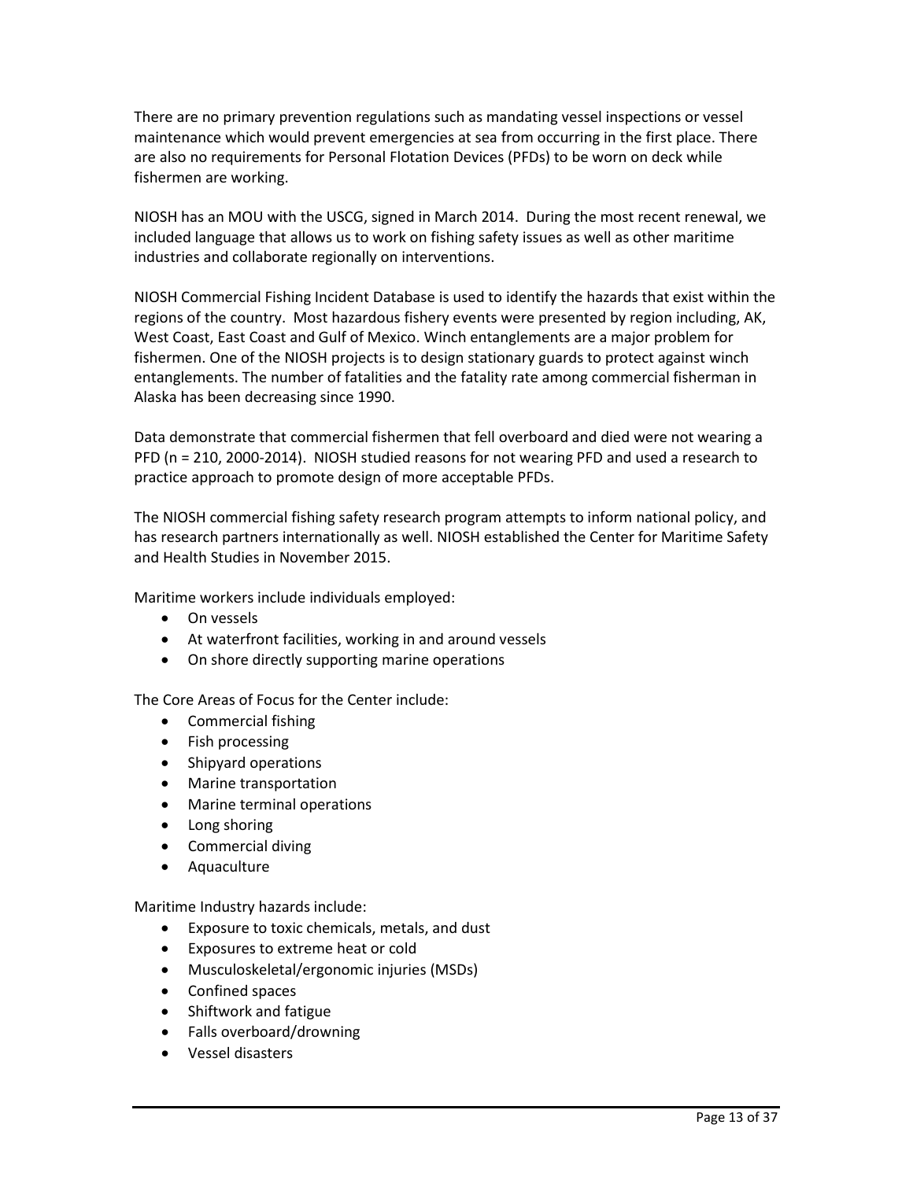There are no primary prevention regulations such as mandating vessel inspections or vessel maintenance which would prevent emergencies at sea from occurring in the first place. There are also no requirements for Personal Flotation Devices (PFDs) to be worn on deck while fishermen are working.

NIOSH has an MOU with the USCG, signed in March 2014. During the most recent renewal, we included language that allows us to work on fishing safety issues as well as other maritime industries and collaborate regionally on interventions.

NIOSH Commercial Fishing Incident Database is used to identify the hazards that exist within the regions of the country. Most hazardous fishery events were presented by region including, AK, West Coast, East Coast and Gulf of Mexico. Winch entanglements are a major problem for fishermen. One of the NIOSH projects is to design stationary guards to protect against winch entanglements. The number of fatalities and the fatality rate among commercial fisherman in Alaska has been decreasing since 1990.

Data demonstrate that commercial fishermen that fell overboard and died were not wearing a PFD (n = 210, 2000-2014). NIOSH studied reasons for not wearing PFD and used a research to practice approach to promote design of more acceptable PFDs.

The NIOSH commercial fishing safety research program attempts to inform national policy, and has research partners internationally as well. NIOSH established the Center for Maritime Safety and Health Studies in November 2015.

Maritime workers include individuals employed:

- On vessels
- At waterfront facilities, working in and around vessels
- On shore directly supporting marine operations

The Core Areas of Focus for the Center include:

- Commercial fishing
- Fish processing
- Shipyard operations
- Marine transportation
- Marine terminal operations
- Long shoring
- Commercial diving
- Aquaculture

Maritime Industry hazards include:

- Exposure to toxic chemicals, metals, and dust
- Exposures to extreme heat or cold
- Musculoskeletal/ergonomic injuries (MSDs)
- Confined spaces
- Shiftwork and fatigue
- Falls overboard/drowning
- Vessel disasters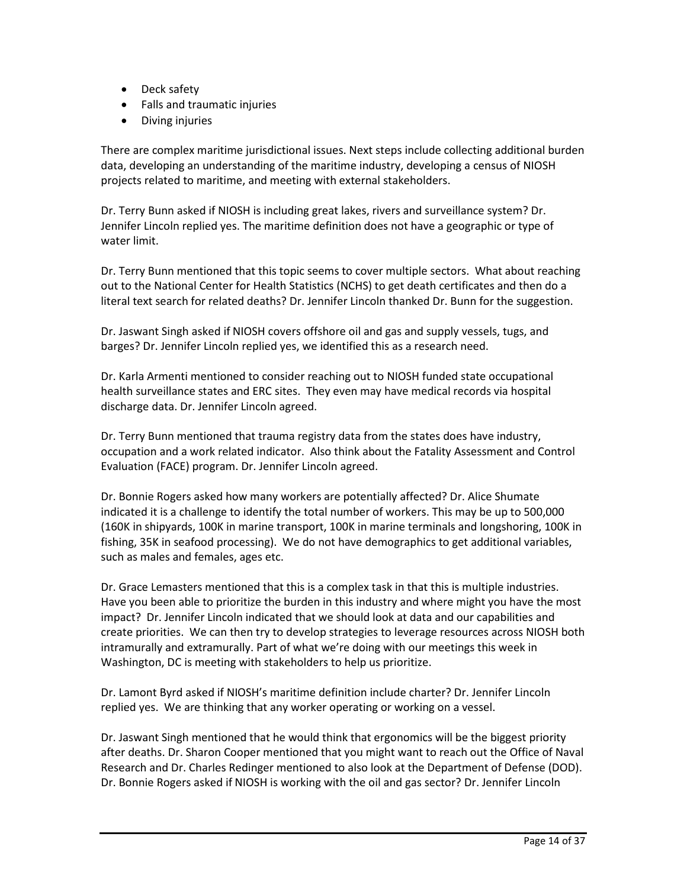- Deck safety
- Falls and traumatic injuries
- Diving injuries

There are complex maritime jurisdictional issues. Next steps include collecting additional burden data, developing an understanding of the maritime industry, developing a census of NIOSH projects related to maritime, and meeting with external stakeholders.

Dr. Terry Bunn asked if NIOSH is including great lakes, rivers and surveillance system? Dr. Jennifer Lincoln replied yes. The maritime definition does not have a geographic or type of water limit.

Dr. Terry Bunn mentioned that this topic seems to cover multiple sectors. What about reaching out to the National Center for Health Statistics (NCHS) to get death certificates and then do a literal text search for related deaths? Dr. Jennifer Lincoln thanked Dr. Bunn for the suggestion.

Dr. Jaswant Singh asked if NIOSH covers offshore oil and gas and supply vessels, tugs, and barges? Dr. Jennifer Lincoln replied yes, we identified this as a research need.

Dr. Karla Armenti mentioned to consider reaching out to NIOSH funded state occupational health surveillance states and ERC sites. They even may have medical records via hospital discharge data. Dr. Jennifer Lincoln agreed.

Dr. Terry Bunn mentioned that trauma registry data from the states does have industry, occupation and a work related indicator. Also think about the Fatality Assessment and Control Evaluation (FACE) program. Dr. Jennifer Lincoln agreed.

Dr. Bonnie Rogers asked how many workers are potentially affected? Dr. Alice Shumate indicated it is a challenge to identify the total number of workers. This may be up to 500,000 (160K in shipyards, 100K in marine transport, 100K in marine terminals and longshoring, 100K in fishing, 35K in seafood processing). We do not have demographics to get additional variables, such as males and females, ages etc.

Dr. Grace Lemasters mentioned that this is a complex task in that this is multiple industries. Have you been able to prioritize the burden in this industry and where might you have the most impact? Dr. Jennifer Lincoln indicated that we should look at data and our capabilities and create priorities. We can then try to develop strategies to leverage resources across NIOSH both intramurally and extramurally. Part of what we're doing with our meetings this week in Washington, DC is meeting with stakeholders to help us prioritize.

Dr. Lamont Byrd asked if NIOSH's maritime definition include charter? Dr. Jennifer Lincoln replied yes. We are thinking that any worker operating or working on a vessel.

Dr. Jaswant Singh mentioned that he would think that ergonomics will be the biggest priority after deaths. Dr. Sharon Cooper mentioned that you might want to reach out the Office of Naval Research and Dr. Charles Redinger mentioned to also look at the Department of Defense (DOD). Dr. Bonnie Rogers asked if NIOSH is working with the oil and gas sector? Dr. Jennifer Lincoln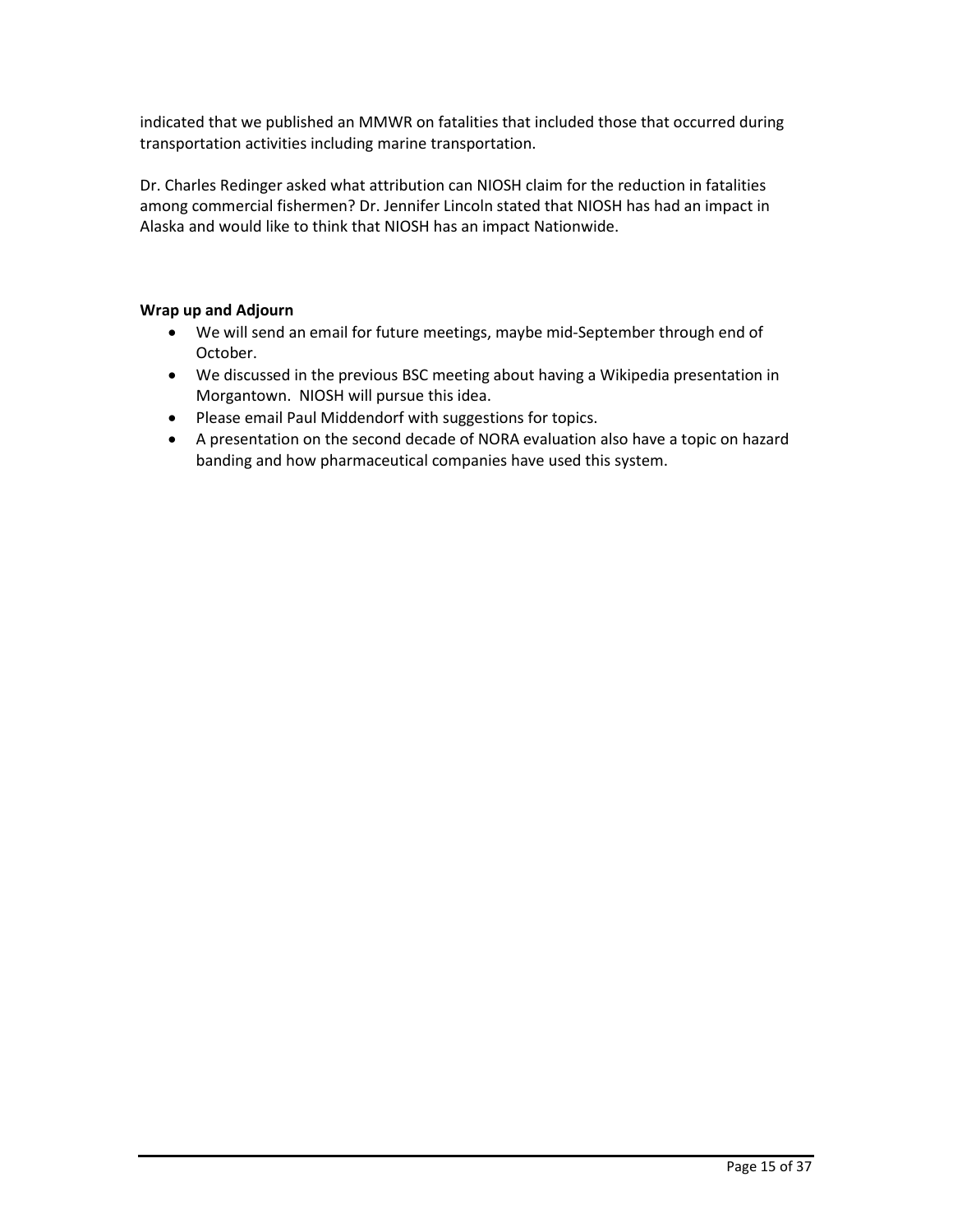indicated that we published an MMWR on fatalities that included those that occurred during transportation activities including marine transportation.

Dr. Charles Redinger asked what attribution can NIOSH claim for the reduction in fatalities among commercial fishermen? Dr. Jennifer Lincoln stated that NIOSH has had an impact in Alaska and would like to think that NIOSH has an impact Nationwide.

**Wrap up and Adjourn**

- We will send an email for future meetings, maybe mid-September through end of October.
- We discussed in the previous BSC meeting about having a Wikipedia presentation in Morgantown. NIOSH will pursue this idea.
- Please email Paul Middendorf with suggestions for topics.
- A presentation on the second decade of NORA evaluation also have a topic on hazard banding and how pharmaceutical companies have used this system.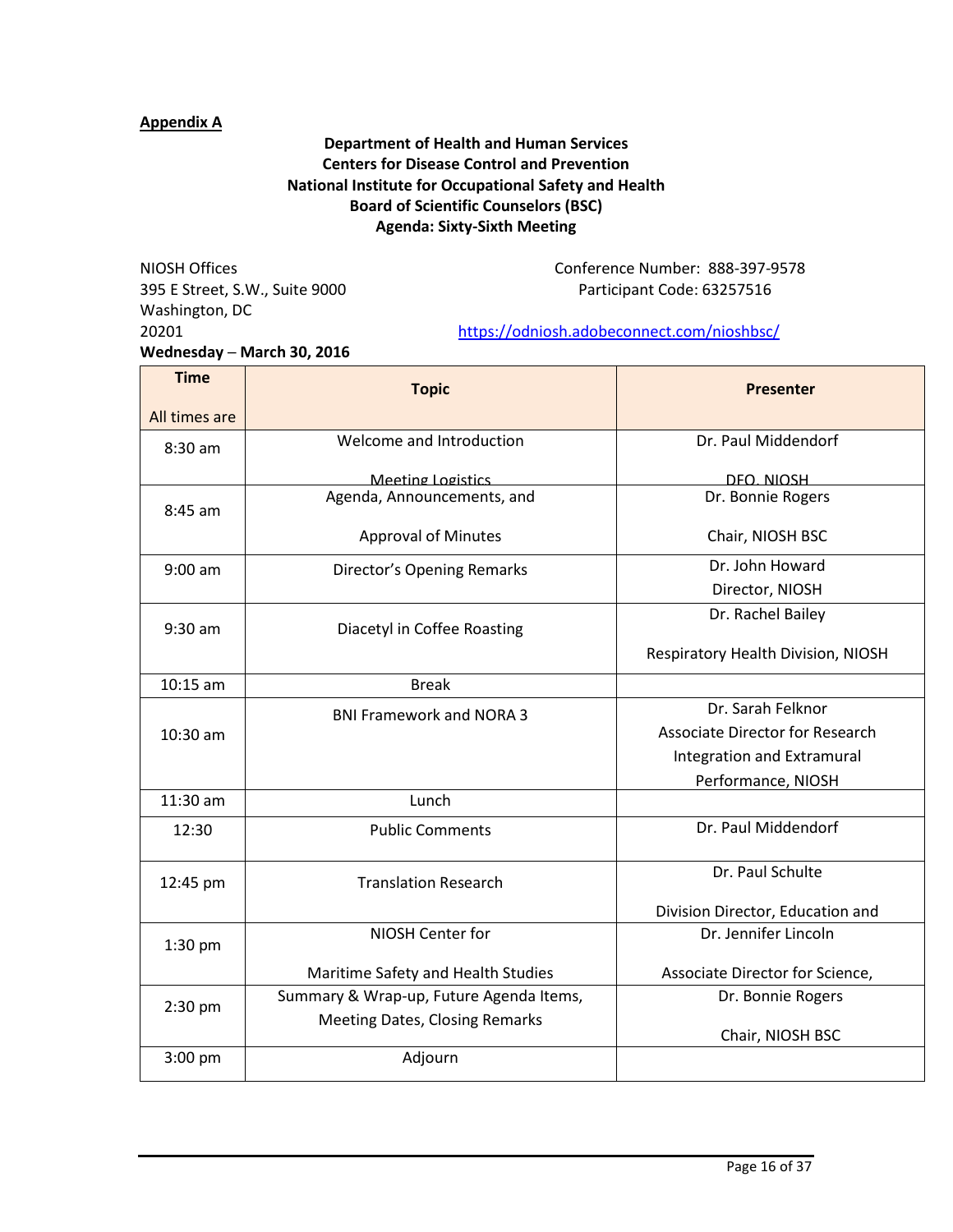**Appendix A**

**Department of Health and Human Services**
**Centers for Disease Control and Prevention**
**National Institute for Occupational Safety and Health**
**Board of Scientific Counselors (BSC)**
**Agenda: Sixty-Sixth Meeting**

NIOSH Offices
395 E Street, S.W., Suite 9000
Washington, DC
20201

Conference Number: 888-397-9578
Participant Code: 63257516

https://odniosh.adobeconnect.com/nioshbsc/

**Wednesday – March 30, 2016**

| Time<br><br>All times are | Topic | Presenter |
|---|---|---|
| 8:30 am | Welcome and Introduction<br><br>Meeting Logistics | Dr. Paul Middendorf<br><br>DFO, NIOSH |
| 8:45 am | Agenda, Announcements, and<br><br>Approval of Minutes | Dr. Bonnie Rogers<br><br>Chair, NIOSH BSC |
| 9:00 am | Director's Opening Remarks | Dr. John Howard<br>Director, NIOSH |
| 9:30 am | Diacetyl in Coffee Roasting | Dr. Rachel Bailey<br><br>Respiratory Health Division, NIOSH |
| 10:15 am | Break | |
| 10:30 am | BNI Framework and NORA 3 | Dr. Sarah Felknor<br>Associate Director for Research Integration and Extramural Performance, NIOSH |
| 11:30 am | Lunch | |
| 12:30 | Public Comments | Dr. Paul Middendorf |
| 12:45 pm | Translation Research | Dr. Paul Schulte<br><br>Division Director, Education and |
| 1:30 pm | NIOSH Center for<br><br>Maritime Safety and Health Studies | Dr. Jennifer Lincoln<br><br>Associate Director for Science, |
| 2:30 pm | Summary & Wrap-up, Future Agenda Items, Meeting Dates, Closing Remarks | Dr. Bonnie Rogers<br><br>Chair, NIOSH BSC |
| 3:00 pm | Adjourn | |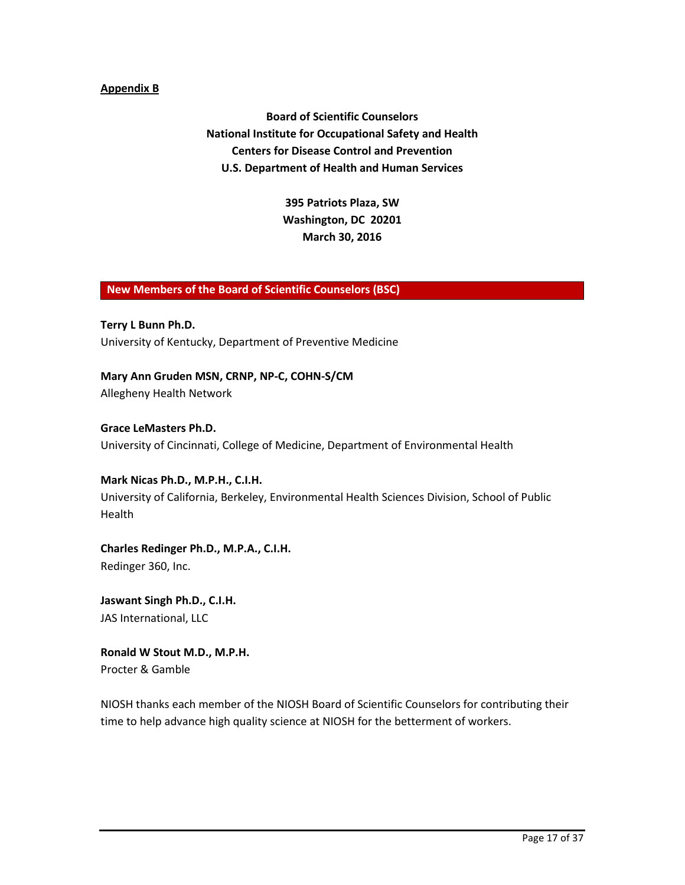**Appendix B**

**Board of Scientific Counselors**
**National Institute for Occupational Safety and Health**
**Centers for Disease Control and Prevention**
**U.S. Department of Health and Human Services**

**395 Patriots Plaza, SW**
**Washington, DC 20201**
**March 30, 2016**

## New Members of the Board of Scientific Counselors (BSC)

**Terry L Bunn Ph.D.**
University of Kentucky, Department of Preventive Medicine

**Mary Ann Gruden MSN, CRNP, NP-C, COHN-S/CM**
Allegheny Health Network

**Grace LeMasters Ph.D.**
University of Cincinnati, College of Medicine, Department of Environmental Health

**Mark Nicas Ph.D., M.P.H., C.I.H.**
University of California, Berkeley, Environmental Health Sciences Division, School of Public Health

**Charles Redinger Ph.D., M.P.A., C.I.H.**
Redinger 360, Inc.

**Jaswant Singh Ph.D., C.I.H.**
JAS International, LLC

**Ronald W Stout M.D., M.P.H.**
Procter & Gamble

NIOSH thanks each member of the NIOSH Board of Scientific Counselors for contributing their time to help advance high quality science at NIOSH for the betterment of workers.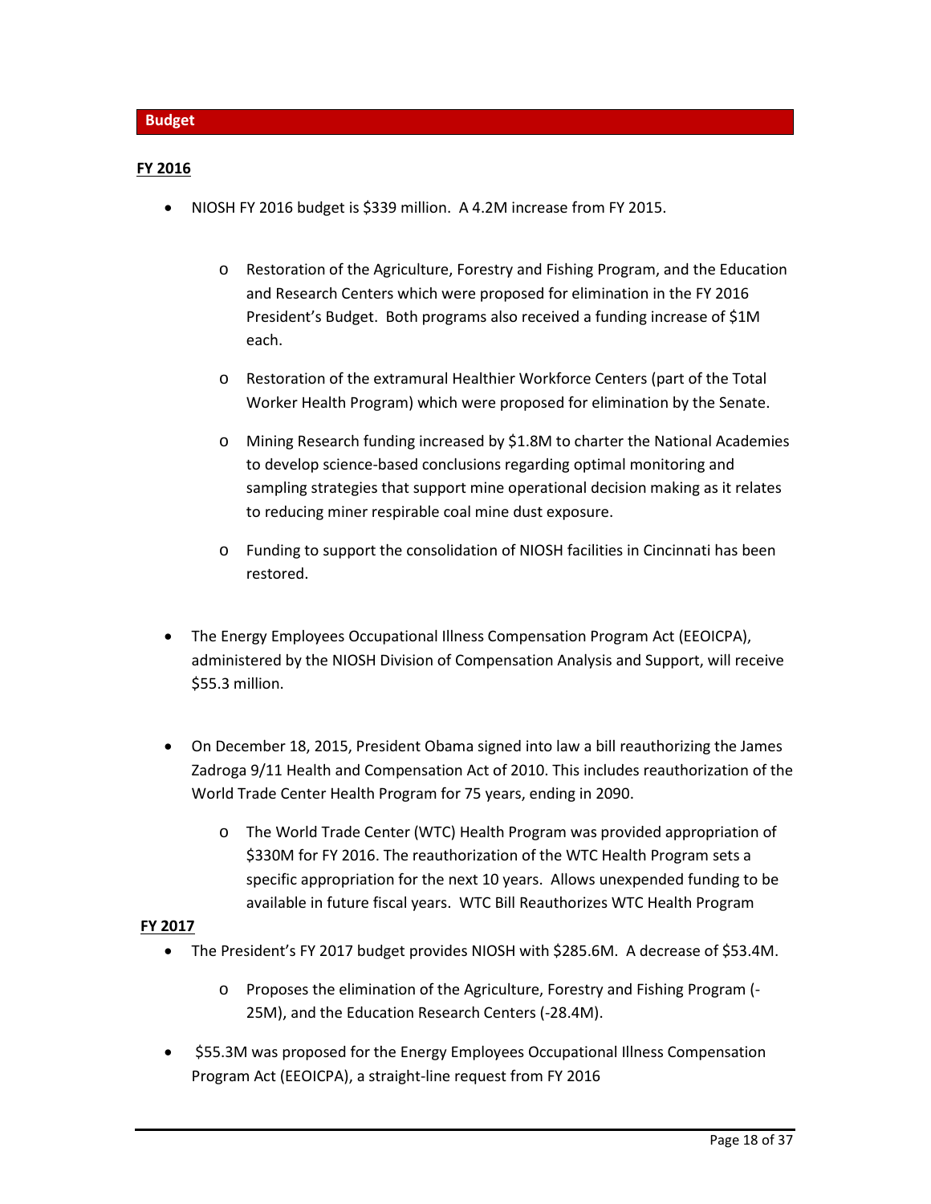## Budget

**FY 2016**

- NIOSH FY 2016 budget is $339 million. A 4.2M increase from FY 2015.
  - Restoration of the Agriculture, Forestry and Fishing Program, and the Education and Research Centers which were proposed for elimination in the FY 2016 President's Budget. Both programs also received a funding increase of $1M each.
  - Restoration of the extramural Healthier Workforce Centers (part of the Total Worker Health Program) which were proposed for elimination by the Senate.
  - Mining Research funding increased by $1.8M to charter the National Academies to develop science-based conclusions regarding optimal monitoring and sampling strategies that support mine operational decision making as it relates to reducing miner respirable coal mine dust exposure.
  - Funding to support the consolidation of NIOSH facilities in Cincinnati has been restored.
- The Energy Employees Occupational Illness Compensation Program Act (EEOICPA), administered by the NIOSH Division of Compensation Analysis and Support, will receive $55.3 million.
- On December 18, 2015, President Obama signed into law a bill reauthorizing the James Zadroga 9/11 Health and Compensation Act of 2010. This includes reauthorization of the World Trade Center Health Program for 75 years, ending in 2090.
  - The World Trade Center (WTC) Health Program was provided appropriation of $330M for FY 2016. The reauthorization of the WTC Health Program sets a specific appropriation for the next 10 years. Allows unexpended funding to be available in future fiscal years. WTC Bill Reauthorizes WTC Health Program

**FY 2017**

- The President's FY 2017 budget provides NIOSH with $285.6M. A decrease of $53.4M.
  - Proposes the elimination of the Agriculture, Forestry and Fishing Program (-25M), and the Education Research Centers (-28.4M).
- $55.3M was proposed for the Energy Employees Occupational Illness Compensation Program Act (EEOICPA), a straight-line request from FY 2016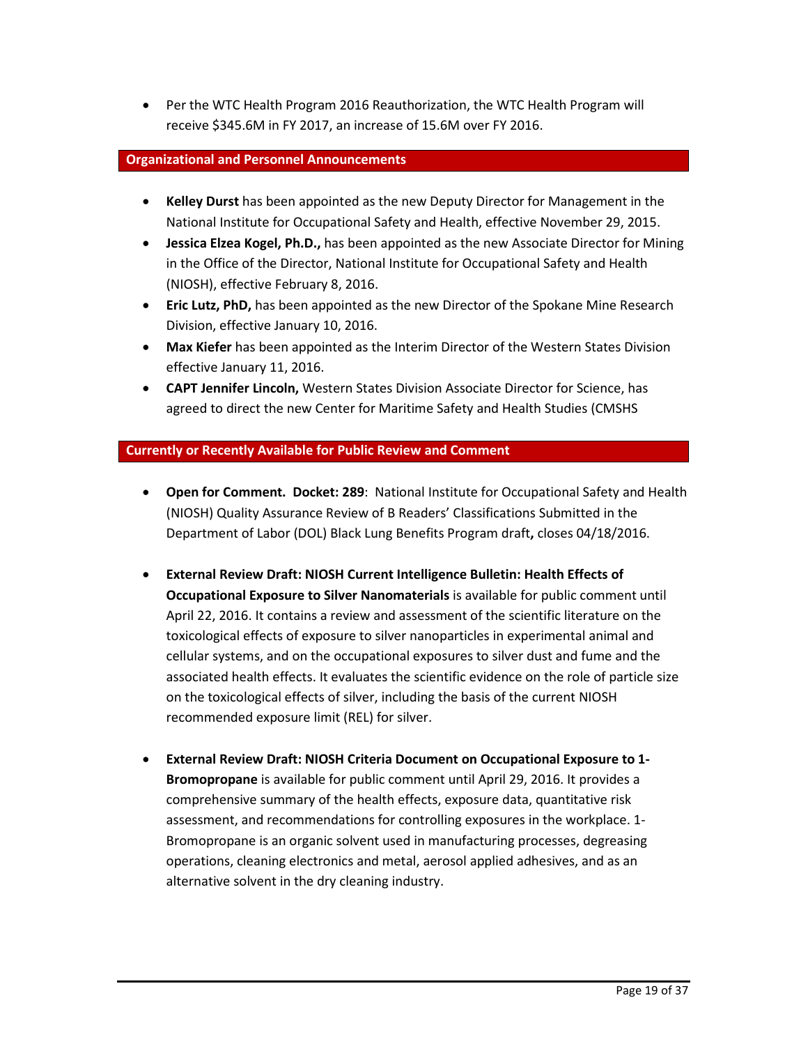- Per the WTC Health Program 2016 Reauthorization, the WTC Health Program will receive $345.6M in FY 2017, an increase of 15.6M over FY 2016.

## Organizational and Personnel Announcements

- **Kelley Durst** has been appointed as the new Deputy Director for Management in the National Institute for Occupational Safety and Health, effective November 29, 2015.
- **Jessica Elzea Kogel, Ph.D.,** has been appointed as the new Associate Director for Mining in the Office of the Director, National Institute for Occupational Safety and Health (NIOSH), effective February 8, 2016.
- **Eric Lutz, PhD,** has been appointed as the new Director of the Spokane Mine Research Division, effective January 10, 2016.
- **Max Kiefer** has been appointed as the Interim Director of the Western States Division effective January 11, 2016.
- **CAPT Jennifer Lincoln,** Western States Division Associate Director for Science, has agreed to direct the new Center for Maritime Safety and Health Studies (CMSHS

## Currently or Recently Available for Public Review and Comment

- **Open for Comment. Docket: 289**: National Institute for Occupational Safety and Health (NIOSH) Quality Assurance Review of B Readers' Classifications Submitted in the Department of Labor (DOL) Black Lung Benefits Program draft**,** closes 04/18/2016.

- **External Review Draft: NIOSH Current Intelligence Bulletin: Health Effects of Occupational Exposure to Silver Nanomaterials** is available for public comment until April 22, 2016. It contains a review and assessment of the scientific literature on the toxicological effects of exposure to silver nanoparticles in experimental animal and cellular systems, and on the occupational exposures to silver dust and fume and the associated health effects. It evaluates the scientific evidence on the role of particle size on the toxicological effects of silver, including the basis of the current NIOSH recommended exposure limit (REL) for silver.

- **External Review Draft: NIOSH Criteria Document on Occupational Exposure to 1-Bromopropane** is available for public comment until April 29, 2016. It provides a comprehensive summary of the health effects, exposure data, quantitative risk assessment, and recommendations for controlling exposures in the workplace. 1-Bromopropane is an organic solvent used in manufacturing processes, degreasing operations, cleaning electronics and metal, aerosol applied adhesives, and as an alternative solvent in the dry cleaning industry.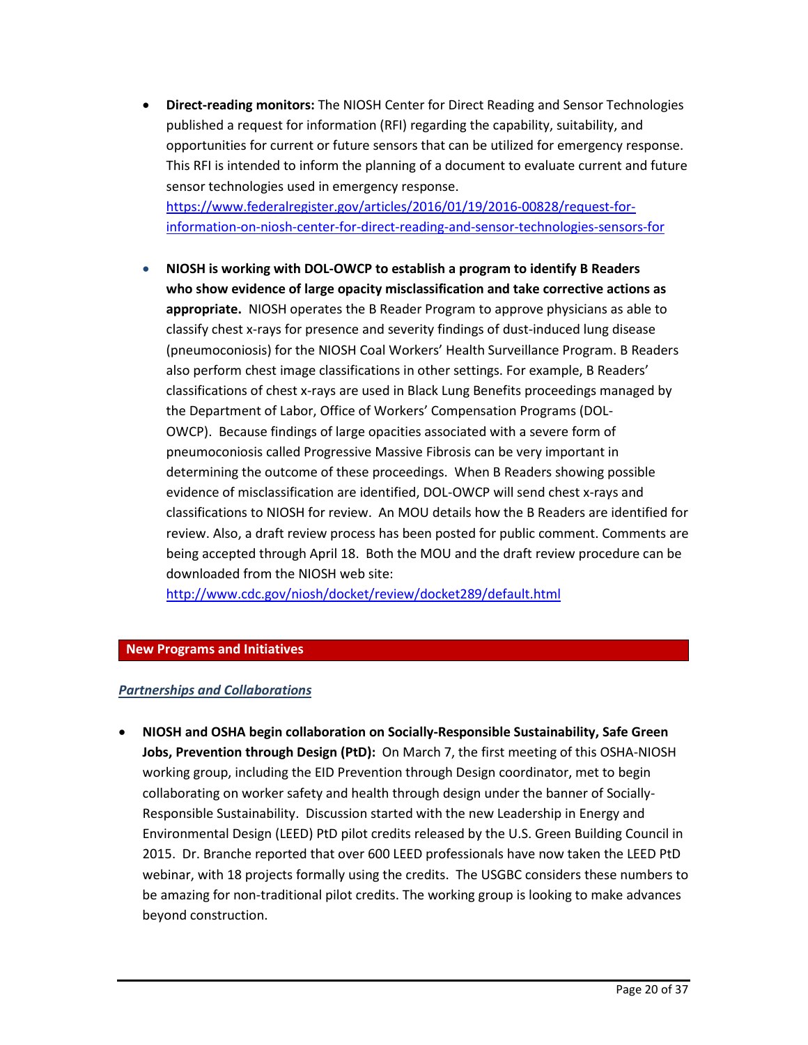- **Direct-reading monitors:** The NIOSH Center for Direct Reading and Sensor Technologies published a request for information (RFI) regarding the capability, suitability, and opportunities for current or future sensors that can be utilized for emergency response. This RFI is intended to inform the planning of a document to evaluate current and future sensor technologies used in emergency response. https://www.federalregister.gov/articles/2016/01/19/2016-00828/request-for-information-on-niosh-center-for-direct-reading-and-sensor-technologies-sensors-for

- **NIOSH is working with DOL-OWCP to establish a program to identify B Readers who show evidence of large opacity misclassification and take corrective actions as appropriate.** NIOSH operates the B Reader Program to approve physicians as able to classify chest x-rays for presence and severity findings of dust-induced lung disease (pneumoconiosis) for the NIOSH Coal Workers' Health Surveillance Program. B Readers also perform chest image classifications in other settings. For example, B Readers' classifications of chest x-rays are used in Black Lung Benefits proceedings managed by the Department of Labor, Office of Workers' Compensation Programs (DOL-OWCP). Because findings of large opacities associated with a severe form of pneumoconiosis called Progressive Massive Fibrosis can be very important in determining the outcome of these proceedings. When B Readers showing possible evidence of misclassification are identified, DOL-OWCP will send chest x-rays and classifications to NIOSH for review. An MOU details how the B Readers are identified for review. Also, a draft review process has been posted for public comment. Comments are being accepted through April 18. Both the MOU and the draft review procedure can be downloaded from the NIOSH web site: http://www.cdc.gov/niosh/docket/review/docket289/default.html

## New Programs and Initiatives

### ***Partnerships and Collaborations***

- **NIOSH and OSHA begin collaboration on Socially-Responsible Sustainability, Safe Green Jobs, Prevention through Design (PtD):** On March 7, the first meeting of this OSHA-NIOSH working group, including the EID Prevention through Design coordinator, met to begin collaborating on worker safety and health through design under the banner of Socially-Responsible Sustainability. Discussion started with the new Leadership in Energy and Environmental Design (LEED) PtD pilot credits released by the U.S. Green Building Council in 2015. Dr. Branche reported that over 600 LEED professionals have now taken the LEED PtD webinar, with 18 projects formally using the credits. The USGBC considers these numbers to be amazing for non-traditional pilot credits. The working group is looking to make advances beyond construction.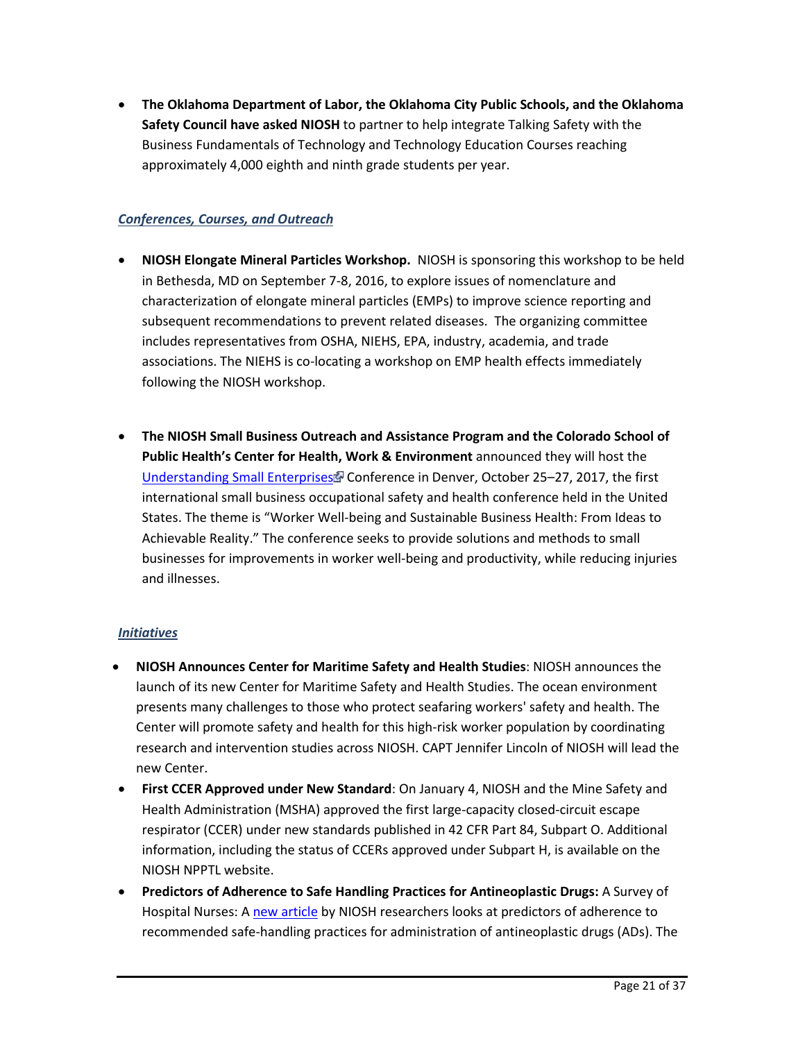- **The Oklahoma Department of Labor, the Oklahoma City Public Schools, and the Oklahoma Safety Council have asked NIOSH** to partner to help integrate Talking Safety with the Business Fundamentals of Technology and Technology Education Courses reaching approximately 4,000 eighth and ninth grade students per year.

***Conferences, Courses, and Outreach***

- **NIOSH Elongate Mineral Particles Workshop.** NIOSH is sponsoring this workshop to be held in Bethesda, MD on September 7-8, 2016, to explore issues of nomenclature and characterization of elongate mineral particles (EMPs) to improve science reporting and subsequent recommendations to prevent related diseases. The organizing committee includes representatives from OSHA, NIEHS, EPA, industry, academia, and trade associations. The NIEHS is co-locating a workshop on EMP health effects immediately following the NIOSH workshop.

- **The NIOSH Small Business Outreach and Assistance Program and the Colorado School of Public Health's Center for Health, Work & Environment** announced they will host the Understanding Small Enterprises Conference in Denver, October 25–27, 2017, the first international small business occupational safety and health conference held in the United States. The theme is "Worker Well-being and Sustainable Business Health: From Ideas to Achievable Reality." The conference seeks to provide solutions and methods to small businesses for improvements in worker well-being and productivity, while reducing injuries and illnesses.

***Initiatives***

- **NIOSH Announces Center for Maritime Safety and Health Studies**: NIOSH announces the launch of its new Center for Maritime Safety and Health Studies. The ocean environment presents many challenges to those who protect seafaring workers' safety and health. The Center will promote safety and health for this high-risk worker population by coordinating research and intervention studies across NIOSH. CAPT Jennifer Lincoln of NIOSH will lead the new Center.
- **First CCER Approved under New Standard**: On January 4, NIOSH and the Mine Safety and Health Administration (MSHA) approved the first large-capacity closed-circuit escape respirator (CCER) under new standards published in 42 CFR Part 84, Subpart O. Additional information, including the status of CCERs approved under Subpart H, is available on the NIOSH NPPTL website.
- **Predictors of Adherence to Safe Handling Practices for Antineoplastic Drugs:** A Survey of Hospital Nurses: A new article by NIOSH researchers looks at predictors of adherence to recommended safe-handling practices for administration of antineoplastic drugs (ADs). The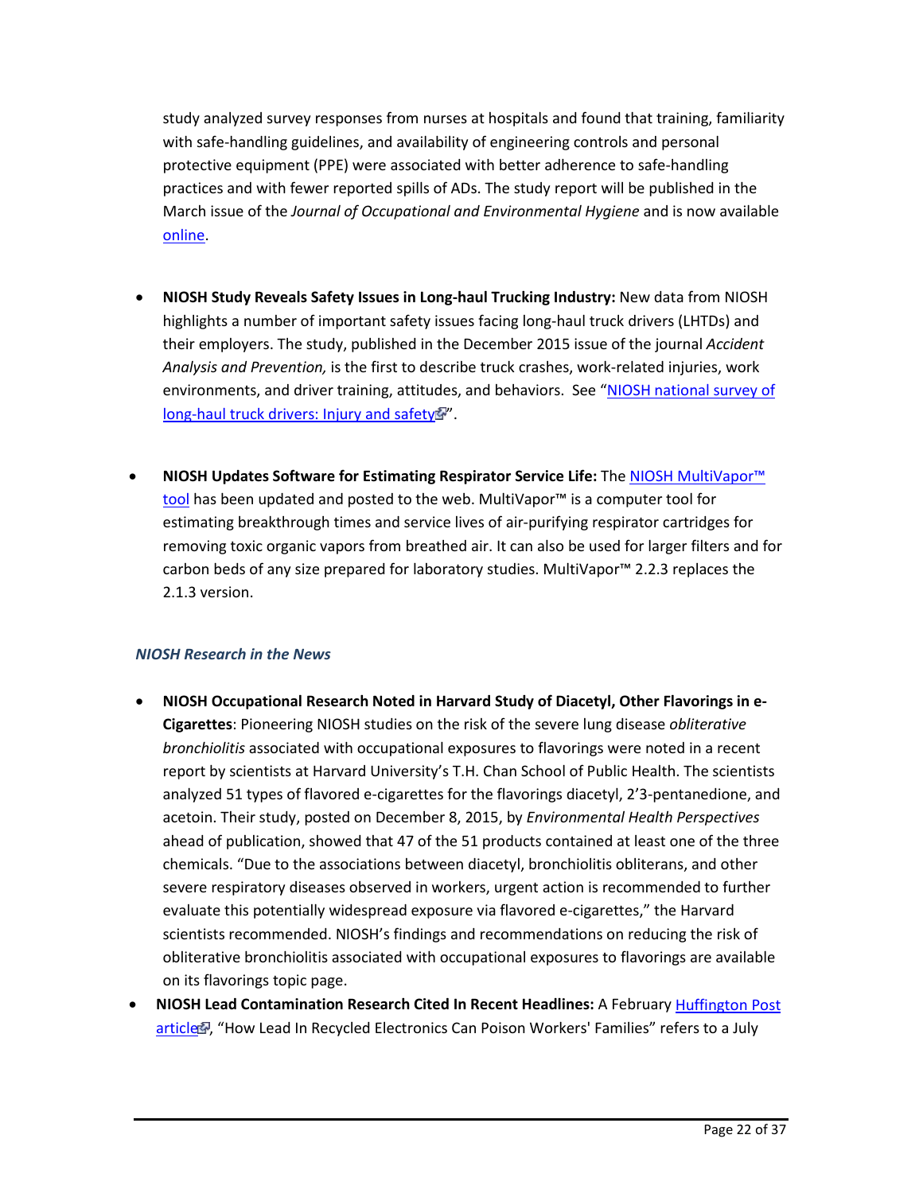study analyzed survey responses from nurses at hospitals and found that training, familiarity with safe-handling guidelines, and availability of engineering controls and personal protective equipment (PPE) were associated with better adherence to safe-handling practices and with fewer reported spills of ADs. The study report will be published in the March issue of the *Journal of Occupational and Environmental Hygiene* and is now available online.

- **NIOSH Study Reveals Safety Issues in Long-haul Trucking Industry:** New data from NIOSH highlights a number of important safety issues facing long-haul truck drivers (LHTDs) and their employers. The study, published in the December 2015 issue of the journal *Accident Analysis and Prevention,* is the first to describe truck crashes, work-related injuries, work environments, and driver training, attitudes, and behaviors. See "NIOSH national survey of long-haul truck drivers: Injury and safety".

- **NIOSH Updates Software for Estimating Respirator Service Life:** The NIOSH MultiVapor™ tool has been updated and posted to the web. MultiVapor™ is a computer tool for estimating breakthrough times and service lives of air-purifying respirator cartridges for removing toxic organic vapors from breathed air. It can also be used for larger filters and for carbon beds of any size prepared for laboratory studies. MultiVapor™ 2.2.3 replaces the 2.1.3 version.

### *NIOSH Research in the News*

- **NIOSH Occupational Research Noted in Harvard Study of Diacetyl, Other Flavorings in e-Cigarettes**: Pioneering NIOSH studies on the risk of the severe lung disease *obliterative bronchiolitis* associated with occupational exposures to flavorings were noted in a recent report by scientists at Harvard University's T.H. Chan School of Public Health. The scientists analyzed 51 types of flavored e-cigarettes for the flavorings diacetyl, 2'3-pentanedione, and acetoin. Their study, posted on December 8, 2015, by *Environmental Health Perspectives* ahead of publication, showed that 47 of the 51 products contained at least one of the three chemicals. "Due to the associations between diacetyl, bronchiolitis obliterans, and other severe respiratory diseases observed in workers, urgent action is recommended to further evaluate this potentially widespread exposure via flavored e-cigarettes," the Harvard scientists recommended. NIOSH's findings and recommendations on reducing the risk of obliterative bronchiolitis associated with occupational exposures to flavorings are available on its flavorings topic page.
- **NIOSH Lead Contamination Research Cited In Recent Headlines:** A February Huffington Post article, "How Lead In Recycled Electronics Can Poison Workers' Families" refers to a July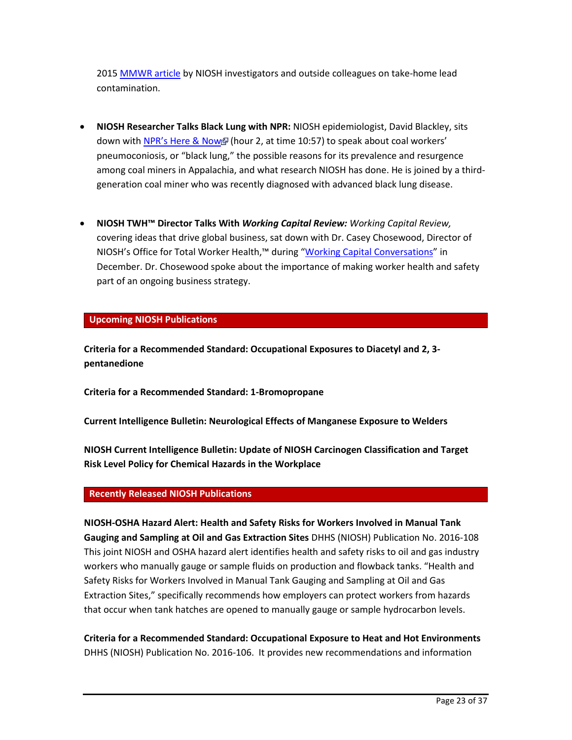2015 MMWR article by NIOSH investigators and outside colleagues on take-home lead contamination.

- **NIOSH Researcher Talks Black Lung with NPR:** NIOSH epidemiologist, David Blackley, sits down with NPR's Here & Now (hour 2, at time 10:57) to speak about coal workers' pneumoconiosis, or "black lung," the possible reasons for its prevalence and resurgence among coal miners in Appalachia, and what research NIOSH has done. He is joined by a third-generation coal miner who was recently diagnosed with advanced black lung disease.

- **NIOSH TWH™ Director Talks With *Working Capital Review:*** *Working Capital Review,* covering ideas that drive global business, sat down with Dr. Casey Chosewood, Director of NIOSH's Office for Total Worker Health,™ during "Working Capital Conversations" in December. Dr. Chosewood spoke about the importance of making worker health and safety part of an ongoing business strategy.

## Upcoming NIOSH Publications

**Criteria for a Recommended Standard: Occupational Exposures to Diacetyl and 2, 3-pentanedione**

**Criteria for a Recommended Standard: 1-Bromopropane**

**Current Intelligence Bulletin: Neurological Effects of Manganese Exposure to Welders**

**NIOSH Current Intelligence Bulletin: Update of NIOSH Carcinogen Classification and Target Risk Level Policy for Chemical Hazards in the Workplace**

## Recently Released NIOSH Publications

**NIOSH-OSHA Hazard Alert: Health and Safety Risks for Workers Involved in Manual Tank Gauging and Sampling at Oil and Gas Extraction Sites** DHHS (NIOSH) Publication No. 2016-108 This joint NIOSH and OSHA hazard alert identifies health and safety risks to oil and gas industry workers who manually gauge or sample fluids on production and flowback tanks. "Health and Safety Risks for Workers Involved in Manual Tank Gauging and Sampling at Oil and Gas Extraction Sites," specifically recommends how employers can protect workers from hazards that occur when tank hatches are opened to manually gauge or sample hydrocarbon levels.

**Criteria for a Recommended Standard: Occupational Exposure to Heat and Hot Environments** DHHS (NIOSH) Publication No. 2016-106. It provides new recommendations and information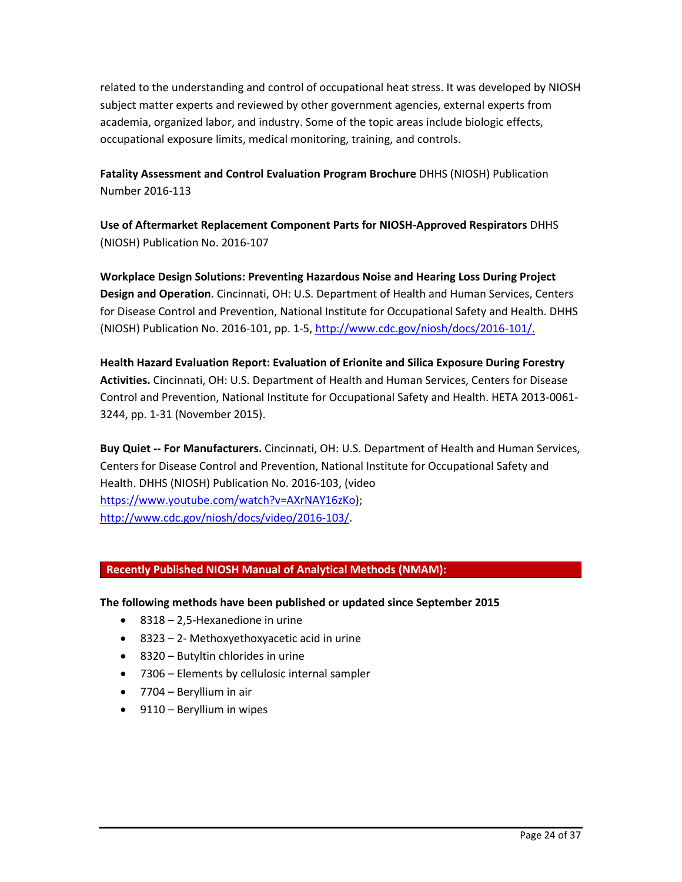related to the understanding and control of occupational heat stress. It was developed by NIOSH subject matter experts and reviewed by other government agencies, external experts from academia, organized labor, and industry. Some of the topic areas include biologic effects, occupational exposure limits, medical monitoring, training, and controls.

**Fatality Assessment and Control Evaluation Program Brochure** DHHS (NIOSH) Publication Number 2016-113

**Use of Aftermarket Replacement Component Parts for NIOSH-Approved Respirators** DHHS (NIOSH) Publication No. 2016-107

**Workplace Design Solutions: Preventing Hazardous Noise and Hearing Loss During Project Design and Operation**. Cincinnati, OH: U.S. Department of Health and Human Services, Centers for Disease Control and Prevention, National Institute for Occupational Safety and Health. DHHS (NIOSH) Publication No. 2016-101, pp. 1-5, http://www.cdc.gov/niosh/docs/2016-101/.

**Health Hazard Evaluation Report: Evaluation of Erionite and Silica Exposure During Forestry Activities.** Cincinnati, OH: U.S. Department of Health and Human Services, Centers for Disease Control and Prevention, National Institute for Occupational Safety and Health. HETA 2013-0061-3244, pp. 1-31 (November 2015).

**Buy Quiet -- For Manufacturers.** Cincinnati, OH: U.S. Department of Health and Human Services, Centers for Disease Control and Prevention, National Institute for Occupational Safety and Health. DHHS (NIOSH) Publication No. 2016-103, (video https://www.youtube.com/watch?v=AXrNAY16zKo); http://www.cdc.gov/niosh/docs/video/2016-103/.

## Recently Published NIOSH Manual of Analytical Methods (NMAM):

**The following methods have been published or updated since September 2015**

- 8318 – 2,5-Hexanedione in urine
- 8323 – 2- Methoxyethoxyacetic acid in urine
- 8320 – Butyltin chlorides in urine
- 7306 – Elements by cellulosic internal sampler
- 7704 – Beryllium in air
- 9110 – Beryllium in wipes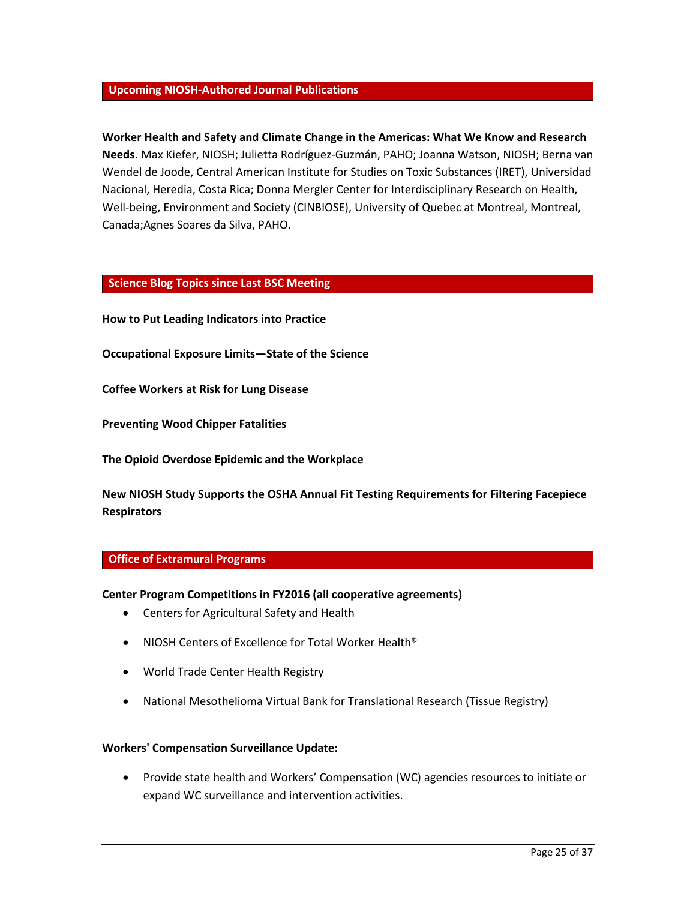## Upcoming NIOSH-Authored Journal Publications

**Worker Health and Safety and Climate Change in the Americas: What We Know and Research Needs.** Max Kiefer, NIOSH; Julietta Rodríguez-Guzmán, PAHO; Joanna Watson, NIOSH; Berna van Wendel de Joode, Central American Institute for Studies on Toxic Substances (IRET), Universidad Nacional, Heredia, Costa Rica; Donna Mergler Center for Interdisciplinary Research on Health, Well-being, Environment and Society (CINBIOSE), University of Quebec at Montreal, Montreal, Canada;Agnes Soares da Silva, PAHO.

## Science Blog Topics since Last BSC Meeting

**How to Put Leading Indicators into Practice**

**Occupational Exposure Limits—State of the Science**

**Coffee Workers at Risk for Lung Disease**

**Preventing Wood Chipper Fatalities**

**The Opioid Overdose Epidemic and the Workplace**

**New NIOSH Study Supports the OSHA Annual Fit Testing Requirements for Filtering Facepiece Respirators**

## Office of Extramural Programs

**Center Program Competitions in FY2016 (all cooperative agreements)**

- Centers for Agricultural Safety and Health
- NIOSH Centers of Excellence for Total Worker Health®
- World Trade Center Health Registry
- National Mesothelioma Virtual Bank for Translational Research (Tissue Registry)

**Workers' Compensation Surveillance Update:**

- Provide state health and Workers' Compensation (WC) agencies resources to initiate or expand WC surveillance and intervention activities.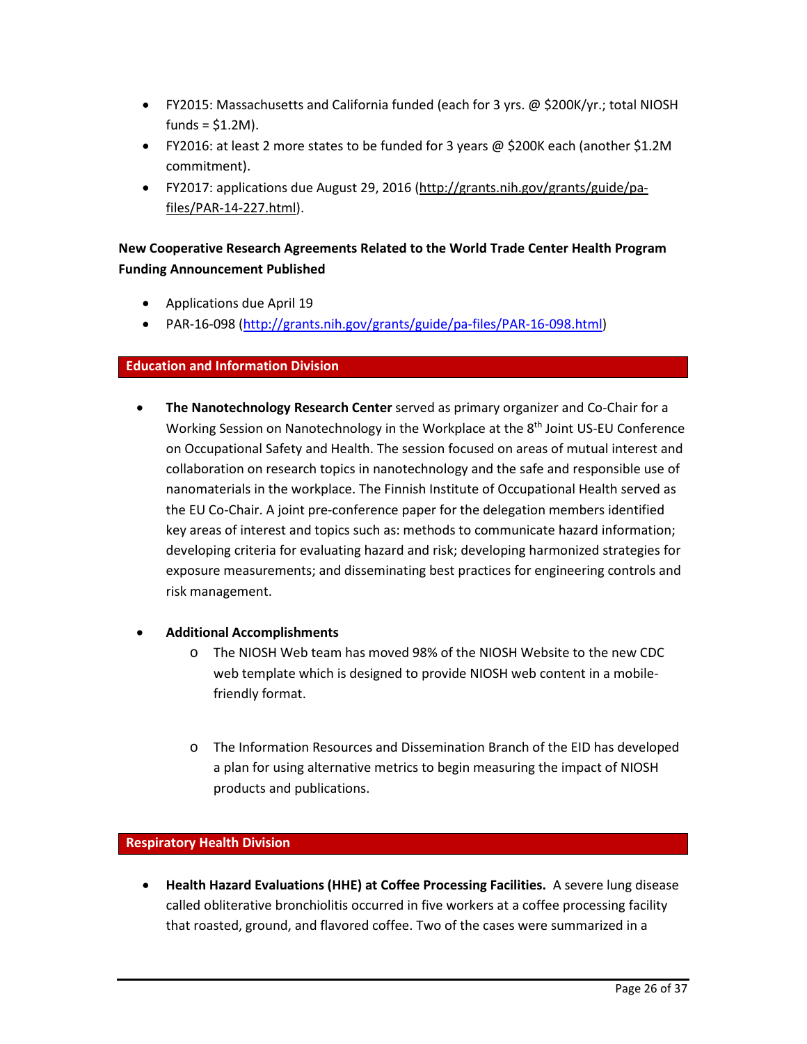- FY2015: Massachusetts and California funded (each for 3 yrs. @ $200K/yr.; total NIOSH funds = $1.2M).
- FY2016: at least 2 more states to be funded for 3 years @ $200K each (another $1.2M commitment).
- FY2017: applications due August 29, 2016 (http://grants.nih.gov/grants/guide/pa-files/PAR-14-227.html).

**New Cooperative Research Agreements Related to the World Trade Center Health Program Funding Announcement Published**

- Applications due April 19
- PAR-16-098 (http://grants.nih.gov/grants/guide/pa-files/PAR-16-098.html)

## Education and Information Division

- **The Nanotechnology Research Center** served as primary organizer and Co-Chair for a Working Session on Nanotechnology in the Workplace at the 8th Joint US-EU Conference on Occupational Safety and Health. The session focused on areas of mutual interest and collaboration on research topics in nanotechnology and the safe and responsible use of nanomaterials in the workplace. The Finnish Institute of Occupational Health served as the EU Co-Chair. A joint pre-conference paper for the delegation members identified key areas of interest and topics such as: methods to communicate hazard information; developing criteria for evaluating hazard and risk; developing harmonized strategies for exposure measurements; and disseminating best practices for engineering controls and risk management.

- **Additional Accomplishments**
  - The NIOSH Web team has moved 98% of the NIOSH Website to the new CDC web template which is designed to provide NIOSH web content in a mobile-friendly format.
  - The Information Resources and Dissemination Branch of the EID has developed a plan for using alternative metrics to begin measuring the impact of NIOSH products and publications.

## Respiratory Health Division

- **Health Hazard Evaluations (HHE) at Coffee Processing Facilities.** A severe lung disease called obliterative bronchiolitis occurred in five workers at a coffee processing facility that roasted, ground, and flavored coffee. Two of the cases were summarized in a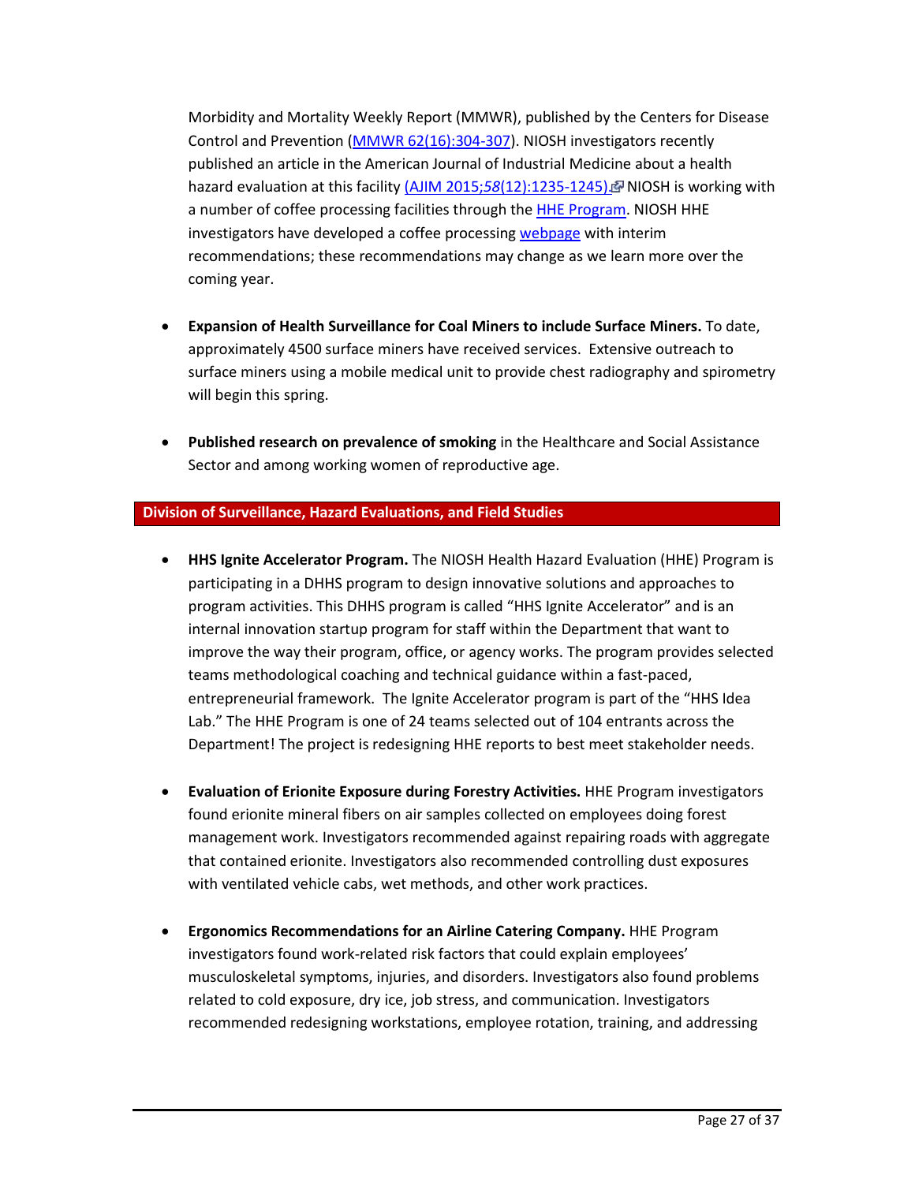Morbidity and Mortality Weekly Report (MMWR), published by the Centers for Disease Control and Prevention (MMWR 62(16):304-307). NIOSH investigators recently published an article in the American Journal of Industrial Medicine about a health hazard evaluation at this facility (AJIM 2015;*58*(12):1235-1245). NIOSH is working with a number of coffee processing facilities through the HHE Program. NIOSH HHE investigators have developed a coffee processing webpage with interim recommendations; these recommendations may change as we learn more over the coming year.

- **Expansion of Health Surveillance for Coal Miners to include Surface Miners.** To date, approximately 4500 surface miners have received services. Extensive outreach to surface miners using a mobile medical unit to provide chest radiography and spirometry will begin this spring.
- **Published research on prevalence of smoking** in the Healthcare and Social Assistance Sector and among working women of reproductive age.

## Division of Surveillance, Hazard Evaluations, and Field Studies

- **HHS Ignite Accelerator Program.** The NIOSH Health Hazard Evaluation (HHE) Program is participating in a DHHS program to design innovative solutions and approaches to program activities. This DHHS program is called "HHS Ignite Accelerator" and is an internal innovation startup program for staff within the Department that want to improve the way their program, office, or agency works. The program provides selected teams methodological coaching and technical guidance within a fast-paced, entrepreneurial framework. The Ignite Accelerator program is part of the "HHS Idea Lab." The HHE Program is one of 24 teams selected out of 104 entrants across the Department! The project is redesigning HHE reports to best meet stakeholder needs.
- **Evaluation of Erionite Exposure during Forestry Activities.** HHE Program investigators found erionite mineral fibers on air samples collected on employees doing forest management work. Investigators recommended against repairing roads with aggregate that contained erionite. Investigators also recommended controlling dust exposures with ventilated vehicle cabs, wet methods, and other work practices.
- **Ergonomics Recommendations for an Airline Catering Company.** HHE Program investigators found work-related risk factors that could explain employees' musculoskeletal symptoms, injuries, and disorders. Investigators also found problems related to cold exposure, dry ice, job stress, and communication. Investigators recommended redesigning workstations, employee rotation, training, and addressing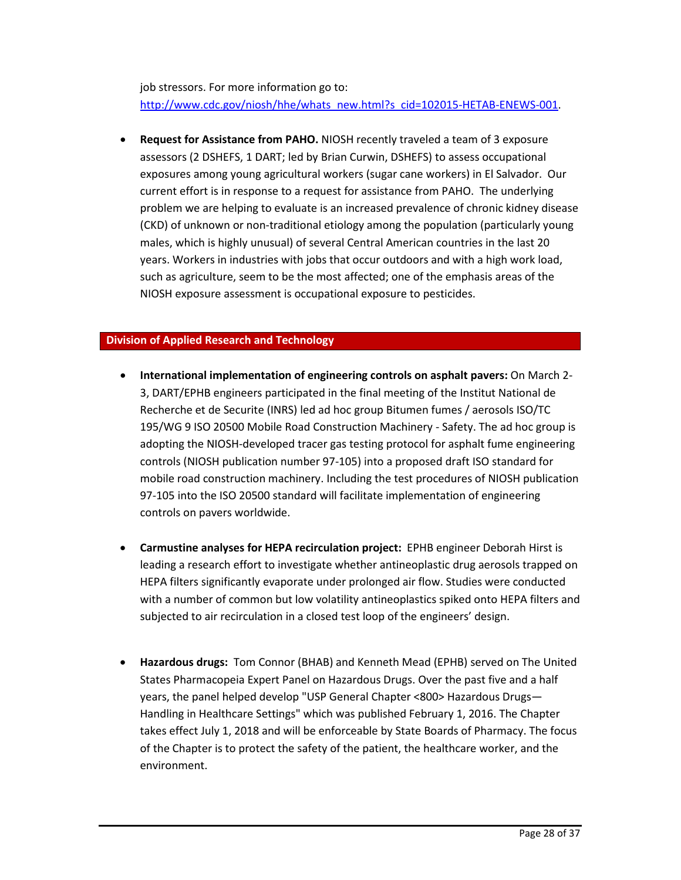job stressors. For more information go to: [http://www.cdc.gov/niosh/hhe/whats_new.html?s_cid=102015-HETAB-ENEWS-001](http://www.cdc.gov/niosh/hhe/whats_new.html?s_cid=102015-HETAB-ENEWS-001).

- **Request for Assistance from PAHO.** NIOSH recently traveled a team of 3 exposure assessors (2 DSHEFS, 1 DART; led by Brian Curwin, DSHEFS) to assess occupational exposures among young agricultural workers (sugar cane workers) in El Salvador. Our current effort is in response to a request for assistance from PAHO. The underlying problem we are helping to evaluate is an increased prevalence of chronic kidney disease (CKD) of unknown or non-traditional etiology among the population (particularly young males, which is highly unusual) of several Central American countries in the last 20 years. Workers in industries with jobs that occur outdoors and with a high work load, such as agriculture, seem to be the most affected; one of the emphasis areas of the NIOSH exposure assessment is occupational exposure to pesticides.

## Division of Applied Research and Technology

- **International implementation of engineering controls on asphalt pavers:** On March 2-3, DART/EPHB engineers participated in the final meeting of the Institut National de Recherche et de Securite (INRS) led ad hoc group Bitumen fumes / aerosols ISO/TC 195/WG 9 ISO 20500 Mobile Road Construction Machinery - Safety. The ad hoc group is adopting the NIOSH-developed tracer gas testing protocol for asphalt fume engineering controls (NIOSH publication number 97-105) into a proposed draft ISO standard for mobile road construction machinery. Including the test procedures of NIOSH publication 97-105 into the ISO 20500 standard will facilitate implementation of engineering controls on pavers worldwide.

- **Carmustine analyses for HEPA recirculation project:** EPHB engineer Deborah Hirst is leading a research effort to investigate whether antineoplastic drug aerosols trapped on HEPA filters significantly evaporate under prolonged air flow. Studies were conducted with a number of common but low volatility antineoplastics spiked onto HEPA filters and subjected to air recirculation in a closed test loop of the engineers' design.

- **Hazardous drugs:** Tom Connor (BHAB) and Kenneth Mead (EPHB) served on The United States Pharmacopeia Expert Panel on Hazardous Drugs. Over the past five and a half years, the panel helped develop "USP General Chapter <800> Hazardous Drugs—Handling in Healthcare Settings" which was published February 1, 2016. The Chapter takes effect July 1, 2018 and will be enforceable by State Boards of Pharmacy. The focus of the Chapter is to protect the safety of the patient, the healthcare worker, and the environment.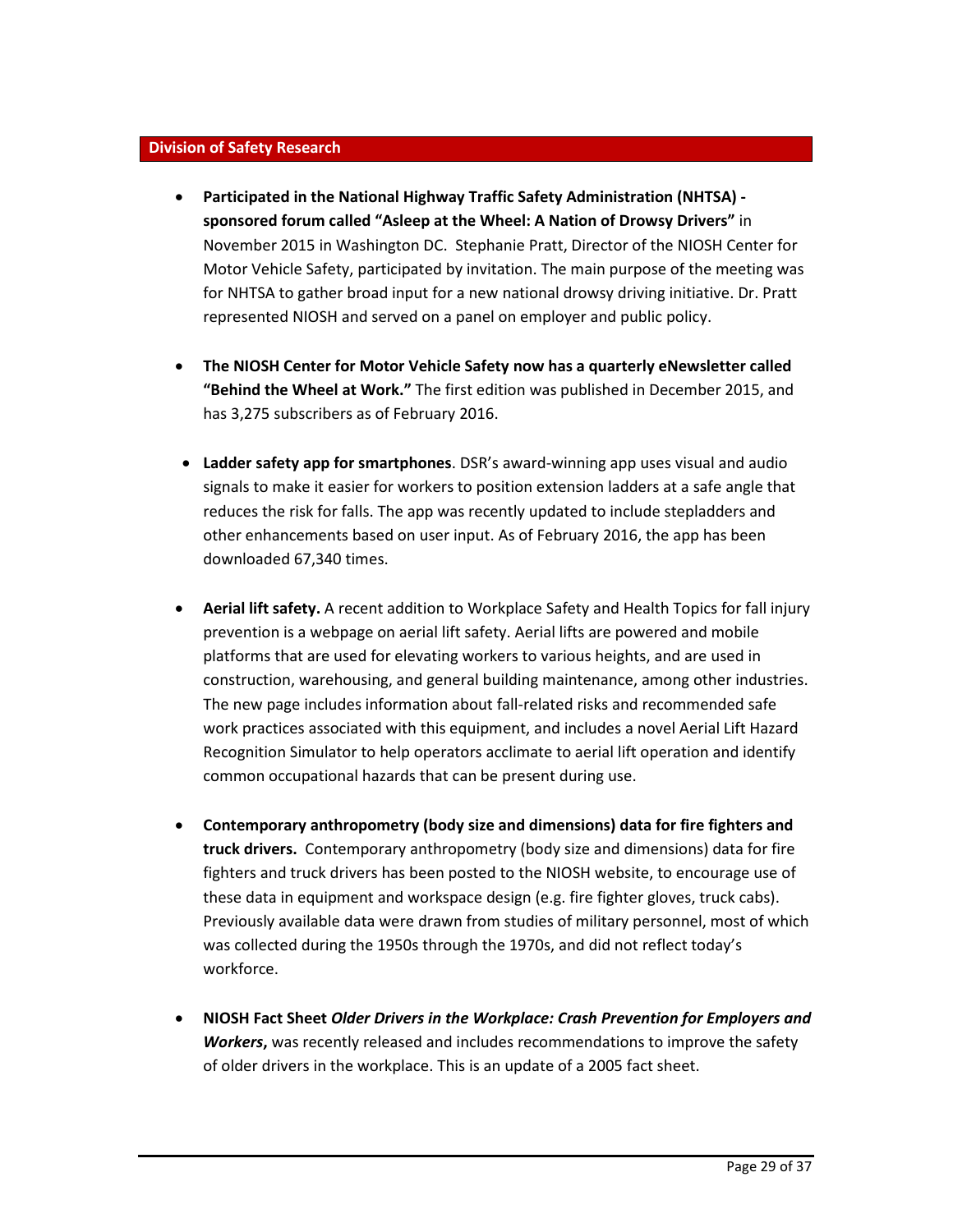## Division of Safety Research

- **Participated in the National Highway Traffic Safety Administration (NHTSA) - sponsored forum called "Asleep at the Wheel: A Nation of Drowsy Drivers"** in November 2015 in Washington DC. Stephanie Pratt, Director of the NIOSH Center for Motor Vehicle Safety, participated by invitation. The main purpose of the meeting was for NHTSA to gather broad input for a new national drowsy driving initiative. Dr. Pratt represented NIOSH and served on a panel on employer and public policy.

- **The NIOSH Center for Motor Vehicle Safety now has a quarterly eNewsletter called "Behind the Wheel at Work."** The first edition was published in December 2015, and has 3,275 subscribers as of February 2016.

- **Ladder safety app for smartphones**. DSR's award-winning app uses visual and audio signals to make it easier for workers to position extension ladders at a safe angle that reduces the risk for falls. The app was recently updated to include stepladders and other enhancements based on user input. As of February 2016, the app has been downloaded 67,340 times.

- **Aerial lift safety.** A recent addition to Workplace Safety and Health Topics for fall injury prevention is a webpage on aerial lift safety. Aerial lifts are powered and mobile platforms that are used for elevating workers to various heights, and are used in construction, warehousing, and general building maintenance, among other industries. The new page includes information about fall-related risks and recommended safe work practices associated with this equipment, and includes a novel Aerial Lift Hazard Recognition Simulator to help operators acclimate to aerial lift operation and identify common occupational hazards that can be present during use.

- **Contemporary anthropometry (body size and dimensions) data for fire fighters and truck drivers.** Contemporary anthropometry (body size and dimensions) data for fire fighters and truck drivers has been posted to the NIOSH website, to encourage use of these data in equipment and workspace design (e.g. fire fighter gloves, truck cabs). Previously available data were drawn from studies of military personnel, most of which was collected during the 1950s through the 1970s, and did not reflect today's workforce.

- **NIOSH Fact Sheet *Older Drivers in the Workplace: Crash Prevention for Employers and Workers*,** was recently released and includes recommendations to improve the safety of older drivers in the workplace. This is an update of a 2005 fact sheet.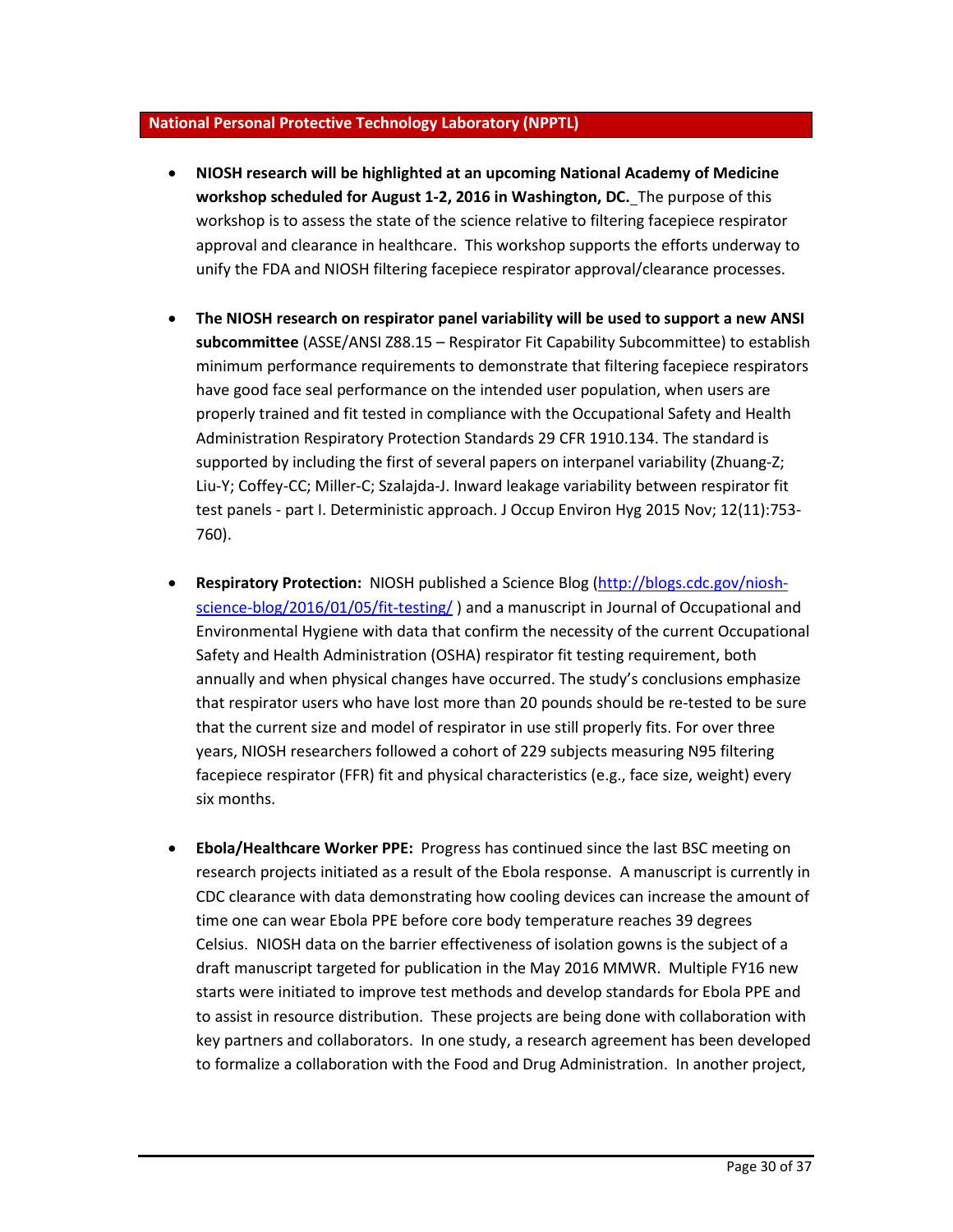## National Personal Protective Technology Laboratory (NPPTL)

- **NIOSH research will be highlighted at an upcoming National Academy of Medicine workshop scheduled for August 1-2, 2016 in Washington, DC.** The purpose of this workshop is to assess the state of the science relative to filtering facepiece respirator approval and clearance in healthcare. This workshop supports the efforts underway to unify the FDA and NIOSH filtering facepiece respirator approval/clearance processes.

- **The NIOSH research on respirator panel variability will be used to support a new ANSI subcommittee** (ASSE/ANSI Z88.15 – Respirator Fit Capability Subcommittee) to establish minimum performance requirements to demonstrate that filtering facepiece respirators have good face seal performance on the intended user population, when users are properly trained and fit tested in compliance with the Occupational Safety and Health Administration Respiratory Protection Standards 29 CFR 1910.134. The standard is supported by including the first of several papers on interpanel variability (Zhuang-Z; Liu-Y; Coffey-CC; Miller-C; Szalajda-J. Inward leakage variability between respirator fit test panels - part I. Deterministic approach. J Occup Environ Hyg 2015 Nov; 12(11):753-760).

- **Respiratory Protection:** NIOSH published a Science Blog ([http://blogs.cdc.gov/niosh-science-blog/2016/01/05/fit-testing/](http://blogs.cdc.gov/niosh-science-blog/2016/01/05/fit-testing/) ) and a manuscript in Journal of Occupational and Environmental Hygiene with data that confirm the necessity of the current Occupational Safety and Health Administration (OSHA) respirator fit testing requirement, both annually and when physical changes have occurred. The study's conclusions emphasize that respirator users who have lost more than 20 pounds should be re-tested to be sure that the current size and model of respirator in use still properly fits. For over three years, NIOSH researchers followed a cohort of 229 subjects measuring N95 filtering facepiece respirator (FFR) fit and physical characteristics (e.g., face size, weight) every six months.

- **Ebola/Healthcare Worker PPE:** Progress has continued since the last BSC meeting on research projects initiated as a result of the Ebola response. A manuscript is currently in CDC clearance with data demonstrating how cooling devices can increase the amount of time one can wear Ebola PPE before core body temperature reaches 39 degrees Celsius. NIOSH data on the barrier effectiveness of isolation gowns is the subject of a draft manuscript targeted for publication in the May 2016 MMWR. Multiple FY16 new starts were initiated to improve test methods and develop standards for Ebola PPE and to assist in resource distribution. These projects are being done with collaboration with key partners and collaborators. In one study, a research agreement has been developed to formalize a collaboration with the Food and Drug Administration. In another project,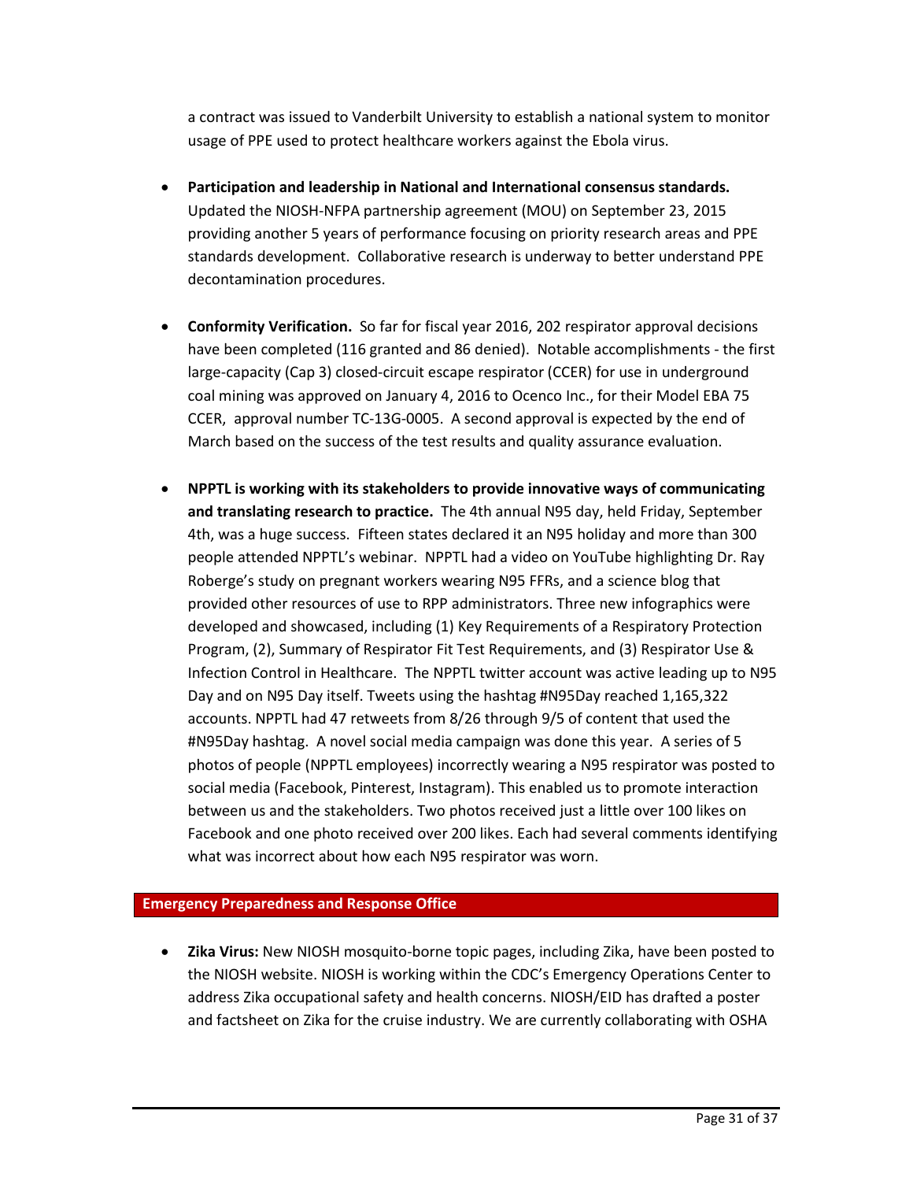a contract was issued to Vanderbilt University to establish a national system to monitor usage of PPE used to protect healthcare workers against the Ebola virus.

- **Participation and leadership in National and International consensus standards.** Updated the NIOSH-NFPA partnership agreement (MOU) on September 23, 2015 providing another 5 years of performance focusing on priority research areas and PPE standards development. Collaborative research is underway to better understand PPE decontamination procedures.

- **Conformity Verification.** So far for fiscal year 2016, 202 respirator approval decisions have been completed (116 granted and 86 denied). Notable accomplishments - the first large-capacity (Cap 3) closed-circuit escape respirator (CCER) for use in underground coal mining was approved on January 4, 2016 to Ocenco Inc., for their Model EBA 75 CCER, approval number TC-13G-0005. A second approval is expected by the end of March based on the success of the test results and quality assurance evaluation.

- **NPPTL is working with its stakeholders to provide innovative ways of communicating and translating research to practice.** The 4th annual N95 day, held Friday, September 4th, was a huge success. Fifteen states declared it an N95 holiday and more than 300 people attended NPPTL's webinar. NPPTL had a video on YouTube highlighting Dr. Ray Roberge's study on pregnant workers wearing N95 FFRs, and a science blog that provided other resources of use to RPP administrators. Three new infographics were developed and showcased, including (1) Key Requirements of a Respiratory Protection Program, (2), Summary of Respirator Fit Test Requirements, and (3) Respirator Use & Infection Control in Healthcare. The NPPTL twitter account was active leading up to N95 Day and on N95 Day itself. Tweets using the hashtag #N95Day reached 1,165,322 accounts. NPPTL had 47 retweets from 8/26 through 9/5 of content that used the #N95Day hashtag. A novel social media campaign was done this year. A series of 5 photos of people (NPPTL employees) incorrectly wearing a N95 respirator was posted to social media (Facebook, Pinterest, Instagram). This enabled us to promote interaction between us and the stakeholders. Two photos received just a little over 100 likes on Facebook and one photo received over 200 likes. Each had several comments identifying what was incorrect about how each N95 respirator was worn.

## Emergency Preparedness and Response Office

- **Zika Virus:** New NIOSH mosquito-borne topic pages, including Zika, have been posted to the NIOSH website. NIOSH is working within the CDC's Emergency Operations Center to address Zika occupational safety and health concerns. NIOSH/EID has drafted a poster and factsheet on Zika for the cruise industry. We are currently collaborating with OSHA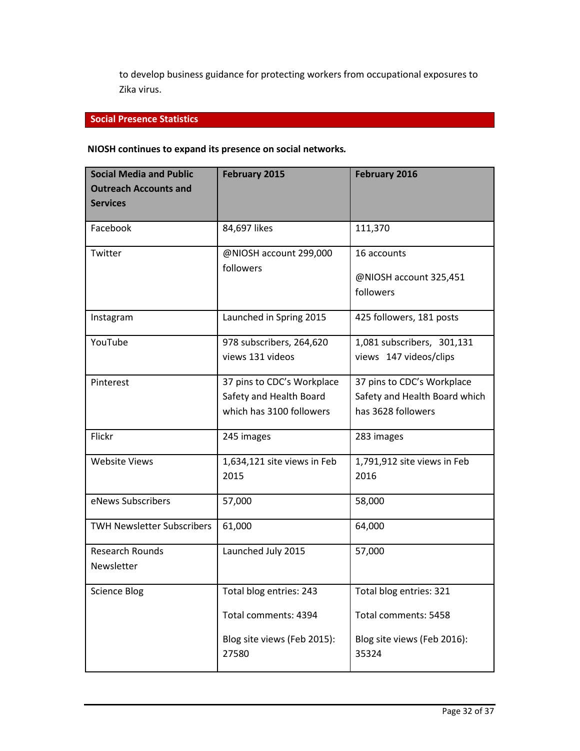to develop business guidance for protecting workers from occupational exposures to Zika virus.

## Social Presence Statistics

**NIOSH continues to expand its presence on social networks.**

| Social Media and Public Outreach Accounts and Services | February 2015 | February 2016 |
|---|---|---|
| Facebook | 84,697 likes | 111,370 |
| Twitter | @NIOSH account 299,000 followers | 16 accounts<br><br>@NIOSH account 325,451 followers |
| Instagram | Launched in Spring 2015 | 425 followers, 181 posts |
| YouTube | 978 subscribers, 264,620 views 131 videos | 1,081 subscribers, 301,131 views 147 videos/clips |
| Pinterest | 37 pins to CDC's Workplace Safety and Health Board which has 3100 followers | 37 pins to CDC's Workplace Safety and Health Board which has 3628 followers |
| Flickr | 245 images | 283 images |
| Website Views | 1,634,121 site views in Feb 2015 | 1,791,912 site views in Feb 2016 |
| eNews Subscribers | 57,000 | 58,000 |
| TWH Newsletter Subscribers | 61,000 | 64,000 |
| Research Rounds Newsletter | Launched July 2015 | 57,000 |
| Science Blog | Total blog entries: 243<br><br>Total comments: 4394<br><br>Blog site views (Feb 2015): 27580 | Total blog entries: 321<br><br>Total comments: 5458<br><br>Blog site views (Feb 2016): 35324 |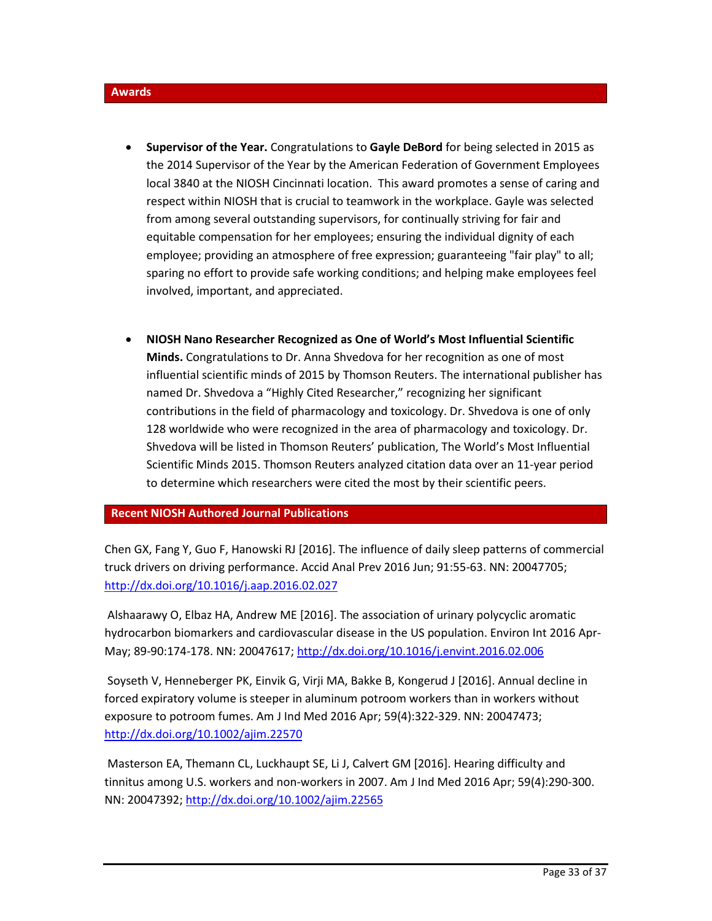## Awards

- **Supervisor of the Year.** Congratulations to **Gayle DeBord** for being selected in 2015 as the 2014 Supervisor of the Year by the American Federation of Government Employees local 3840 at the NIOSH Cincinnati location. This award promotes a sense of caring and respect within NIOSH that is crucial to teamwork in the workplace. Gayle was selected from among several outstanding supervisors, for continually striving for fair and equitable compensation for her employees; ensuring the individual dignity of each employee; providing an atmosphere of free expression; guaranteeing "fair play" to all; sparing no effort to provide safe working conditions; and helping make employees feel involved, important, and appreciated.

- **NIOSH Nano Researcher Recognized as One of World's Most Influential Scientific Minds.** Congratulations to Dr. Anna Shvedova for her recognition as one of most influential scientific minds of 2015 by Thomson Reuters. The international publisher has named Dr. Shvedova a "Highly Cited Researcher," recognizing her significant contributions in the field of pharmacology and toxicology. Dr. Shvedova is one of only 128 worldwide who were recognized in the area of pharmacology and toxicology. Dr. Shvedova will be listed in Thomson Reuters' publication, The World's Most Influential Scientific Minds 2015. Thomson Reuters analyzed citation data over an 11-year period to determine which researchers were cited the most by their scientific peers.

## Recent NIOSH Authored Journal Publications

Chen GX, Fang Y, Guo F, Hanowski RJ [2016]. The influence of daily sleep patterns of commercial truck drivers on driving performance. Accid Anal Prev 2016 Jun; 91:55-63. NN: 20047705; http://dx.doi.org/10.1016/j.aap.2016.02.027

Alshaarawy O, Elbaz HA, Andrew ME [2016]. The association of urinary polycyclic aromatic hydrocarbon biomarkers and cardiovascular disease in the US population. Environ Int 2016 Apr-May; 89-90:174-178. NN: 20047617; http://dx.doi.org/10.1016/j.envint.2016.02.006

Soyseth V, Henneberger PK, Einvik G, Virji MA, Bakke B, Kongerud J [2016]. Annual decline in forced expiratory volume is steeper in aluminum potroom workers than in workers without exposure to potroom fumes. Am J Ind Med 2016 Apr; 59(4):322-329. NN: 20047473; http://dx.doi.org/10.1002/ajim.22570

Masterson EA, Themann CL, Luckhaupt SE, Li J, Calvert GM [2016]. Hearing difficulty and tinnitus among U.S. workers and non-workers in 2007. Am J Ind Med 2016 Apr; 59(4):290-300. NN: 20047392; http://dx.doi.org/10.1002/ajim.22565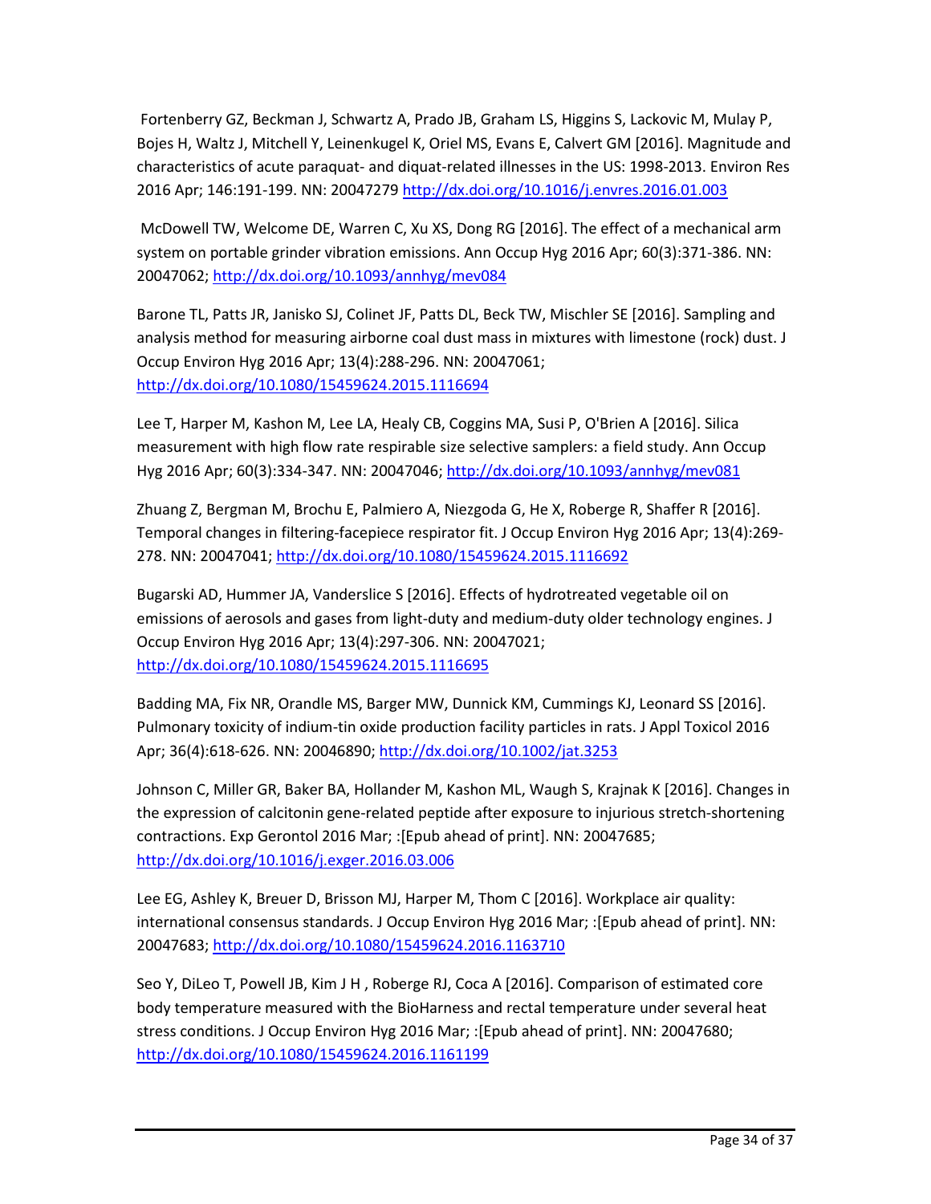Fortenberry GZ, Beckman J, Schwartz A, Prado JB, Graham LS, Higgins S, Lackovic M, Mulay P, Bojes H, Waltz J, Mitchell Y, Leinenkugel K, Oriel MS, Evans E, Calvert GM [2016]. Magnitude and characteristics of acute paraquat- and diquat-related illnesses in the US: 1998-2013. Environ Res 2016 Apr; 146:191-199. NN: 20047279 http://dx.doi.org/10.1016/j.envres.2016.01.003

McDowell TW, Welcome DE, Warren C, Xu XS, Dong RG [2016]. The effect of a mechanical arm system on portable grinder vibration emissions. Ann Occup Hyg 2016 Apr; 60(3):371-386. NN: 20047062; http://dx.doi.org/10.1093/annhyg/mev084

Barone TL, Patts JR, Janisko SJ, Colinet JF, Patts DL, Beck TW, Mischler SE [2016]. Sampling and analysis method for measuring airborne coal dust mass in mixtures with limestone (rock) dust. J Occup Environ Hyg 2016 Apr; 13(4):288-296. NN: 20047061; http://dx.doi.org/10.1080/15459624.2015.1116694

Lee T, Harper M, Kashon M, Lee LA, Healy CB, Coggins MA, Susi P, O'Brien A [2016]. Silica measurement with high flow rate respirable size selective samplers: a field study. Ann Occup Hyg 2016 Apr; 60(3):334-347. NN: 20047046; http://dx.doi.org/10.1093/annhyg/mev081

Zhuang Z, Bergman M, Brochu E, Palmiero A, Niezgoda G, He X, Roberge R, Shaffer R [2016]. Temporal changes in filtering-facepiece respirator fit. J Occup Environ Hyg 2016 Apr; 13(4):269-278. NN: 20047041; http://dx.doi.org/10.1080/15459624.2015.1116692

Bugarski AD, Hummer JA, Vanderslice S [2016]. Effects of hydrotreated vegetable oil on emissions of aerosols and gases from light-duty and medium-duty older technology engines. J Occup Environ Hyg 2016 Apr; 13(4):297-306. NN: 20047021; http://dx.doi.org/10.1080/15459624.2015.1116695

Badding MA, Fix NR, Orandle MS, Barger MW, Dunnick KM, Cummings KJ, Leonard SS [2016]. Pulmonary toxicity of indium-tin oxide production facility particles in rats. J Appl Toxicol 2016 Apr; 36(4):618-626. NN: 20046890; http://dx.doi.org/10.1002/jat.3253

Johnson C, Miller GR, Baker BA, Hollander M, Kashon ML, Waugh S, Krajnak K [2016]. Changes in the expression of calcitonin gene-related peptide after exposure to injurious stretch-shortening contractions. Exp Gerontol 2016 Mar; :[Epub ahead of print]. NN: 20047685; http://dx.doi.org/10.1016/j.exger.2016.03.006

Lee EG, Ashley K, Breuer D, Brisson MJ, Harper M, Thom C [2016]. Workplace air quality: international consensus standards. J Occup Environ Hyg 2016 Mar; :[Epub ahead of print]. NN: 20047683; http://dx.doi.org/10.1080/15459624.2016.1163710

Seo Y, DiLeo T, Powell JB, Kim J H , Roberge RJ, Coca A [2016]. Comparison of estimated core body temperature measured with the BioHarness and rectal temperature under several heat stress conditions. J Occup Environ Hyg 2016 Mar; :[Epub ahead of print]. NN: 20047680; http://dx.doi.org/10.1080/15459624.2016.1161199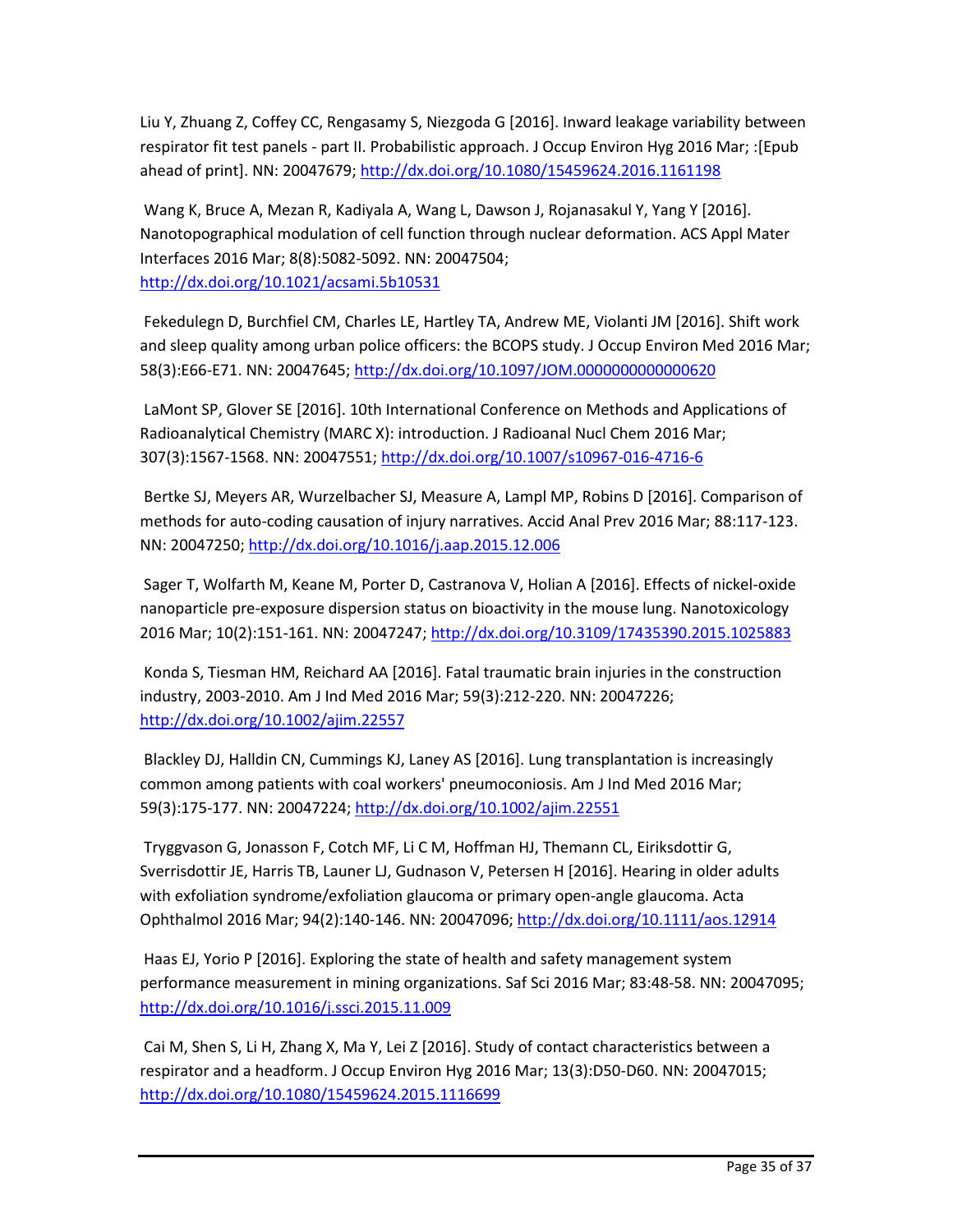Liu Y, Zhuang Z, Coffey CC, Rengasamy S, Niezgoda G [2016]. Inward leakage variability between respirator fit test panels - part II. Probabilistic approach. J Occup Environ Hyg 2016 Mar; :[Epub ahead of print]. NN: 20047679; http://dx.doi.org/10.1080/15459624.2016.1161198

Wang K, Bruce A, Mezan R, Kadiyala A, Wang L, Dawson J, Rojanasakul Y, Yang Y [2016]. Nanotopographical modulation of cell function through nuclear deformation. ACS Appl Mater Interfaces 2016 Mar; 8(8):5082-5092. NN: 20047504; http://dx.doi.org/10.1021/acsami.5b10531

Fekedulegn D, Burchfiel CM, Charles LE, Hartley TA, Andrew ME, Violanti JM [2016]. Shift work and sleep quality among urban police officers: the BCOPS study. J Occup Environ Med 2016 Mar; 58(3):E66-E71. NN: 20047645; http://dx.doi.org/10.1097/JOM.0000000000000620

LaMont SP, Glover SE [2016]. 10th International Conference on Methods and Applications of Radioanalytical Chemistry (MARC X): introduction. J Radioanal Nucl Chem 2016 Mar; 307(3):1567-1568. NN: 20047551; http://dx.doi.org/10.1007/s10967-016-4716-6

Bertke SJ, Meyers AR, Wurzelbacher SJ, Measure A, Lampl MP, Robins D [2016]. Comparison of methods for auto-coding causation of injury narratives. Accid Anal Prev 2016 Mar; 88:117-123. NN: 20047250; http://dx.doi.org/10.1016/j.aap.2015.12.006

Sager T, Wolfarth M, Keane M, Porter D, Castranova V, Holian A [2016]. Effects of nickel-oxide nanoparticle pre-exposure dispersion status on bioactivity in the mouse lung. Nanotoxicology 2016 Mar; 10(2):151-161. NN: 20047247; http://dx.doi.org/10.3109/17435390.2015.1025883

Konda S, Tiesman HM, Reichard AA [2016]. Fatal traumatic brain injuries in the construction industry, 2003-2010. Am J Ind Med 2016 Mar; 59(3):212-220. NN: 20047226; http://dx.doi.org/10.1002/ajim.22557

Blackley DJ, Halldin CN, Cummings KJ, Laney AS [2016]. Lung transplantation is increasingly common among patients with coal workers' pneumoconiosis. Am J Ind Med 2016 Mar; 59(3):175-177. NN: 20047224; http://dx.doi.org/10.1002/ajim.22551

Tryggvason G, Jonasson F, Cotch MF, Li C M, Hoffman HJ, Themann CL, Eiriksdottir G, Sverrisdottir JE, Harris TB, Launer LJ, Gudnason V, Petersen H [2016]. Hearing in older adults with exfoliation syndrome/exfoliation glaucoma or primary open-angle glaucoma. Acta Ophthalmol 2016 Mar; 94(2):140-146. NN: 20047096; http://dx.doi.org/10.1111/aos.12914

Haas EJ, Yorio P [2016]. Exploring the state of health and safety management system performance measurement in mining organizations. Saf Sci 2016 Mar; 83:48-58. NN: 20047095; http://dx.doi.org/10.1016/j.ssci.2015.11.009

Cai M, Shen S, Li H, Zhang X, Ma Y, Lei Z [2016]. Study of contact characteristics between a respirator and a headform. J Occup Environ Hyg 2016 Mar; 13(3):D50-D60. NN: 20047015; http://dx.doi.org/10.1080/15459624.2015.1116699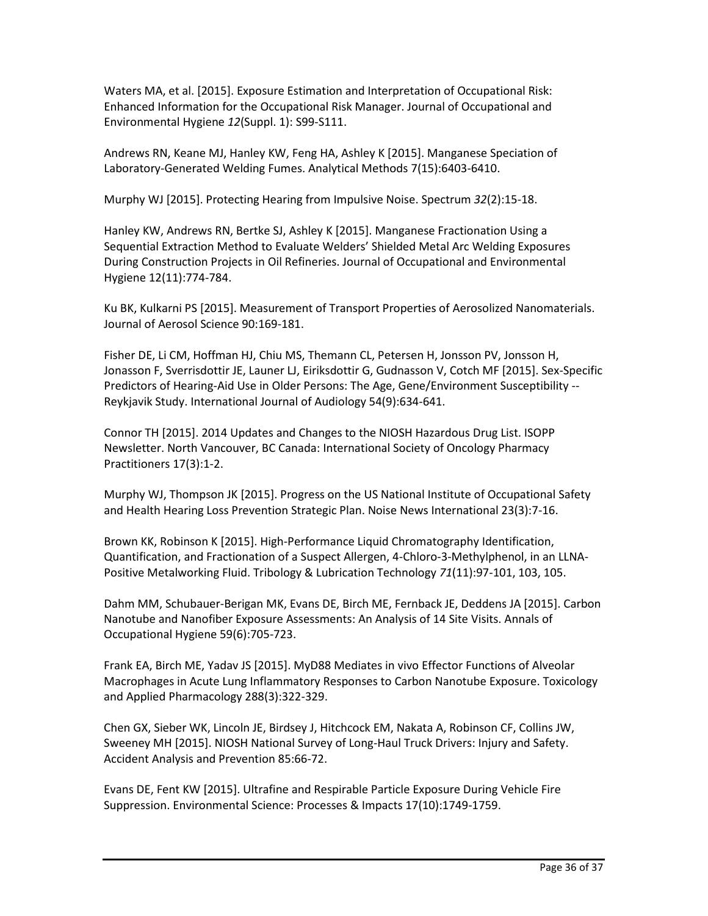Waters MA, et al. [2015]. Exposure Estimation and Interpretation of Occupational Risk: Enhanced Information for the Occupational Risk Manager. Journal of Occupational and Environmental Hygiene *12*(Suppl. 1): S99-S111.

Andrews RN, Keane MJ, Hanley KW, Feng HA, Ashley K [2015]. Manganese Speciation of Laboratory-Generated Welding Fumes. Analytical Methods 7(15):6403-6410.

Murphy WJ [2015]. Protecting Hearing from Impulsive Noise. Spectrum *32*(2):15-18.

Hanley KW, Andrews RN, Bertke SJ, Ashley K [2015]. Manganese Fractionation Using a Sequential Extraction Method to Evaluate Welders' Shielded Metal Arc Welding Exposures During Construction Projects in Oil Refineries. Journal of Occupational and Environmental Hygiene 12(11):774-784.

Ku BK, Kulkarni PS [2015]. Measurement of Transport Properties of Aerosolized Nanomaterials. Journal of Aerosol Science 90:169-181.

Fisher DE, Li CM, Hoffman HJ, Chiu MS, Themann CL, Petersen H, Jonsson PV, Jonsson H, Jonasson F, Sverrisdottir JE, Launer LJ, Eiriksdottir G, Gudnasson V, Cotch MF [2015]. Sex-Specific Predictors of Hearing-Aid Use in Older Persons: The Age, Gene/Environment Susceptibility -- Reykjavik Study. International Journal of Audiology 54(9):634-641.

Connor TH [2015]. 2014 Updates and Changes to the NIOSH Hazardous Drug List. ISOPP Newsletter. North Vancouver, BC Canada: International Society of Oncology Pharmacy Practitioners 17(3):1-2.

Murphy WJ, Thompson JK [2015]. Progress on the US National Institute of Occupational Safety and Health Hearing Loss Prevention Strategic Plan. Noise News International 23(3):7-16.

Brown KK, Robinson K [2015]. High-Performance Liquid Chromatography Identification, Quantification, and Fractionation of a Suspect Allergen, 4-Chloro-3-Methylphenol, in an LLNA-Positive Metalworking Fluid. Tribology & Lubrication Technology *71*(11):97-101, 103, 105.

Dahm MM, Schubauer-Berigan MK, Evans DE, Birch ME, Fernback JE, Deddens JA [2015]. Carbon Nanotube and Nanofiber Exposure Assessments: An Analysis of 14 Site Visits. Annals of Occupational Hygiene 59(6):705-723.

Frank EA, Birch ME, Yadav JS [2015]. MyD88 Mediates in vivo Effector Functions of Alveolar Macrophages in Acute Lung Inflammatory Responses to Carbon Nanotube Exposure. Toxicology and Applied Pharmacology 288(3):322-329.

Chen GX, Sieber WK, Lincoln JE, Birdsey J, Hitchcock EM, Nakata A, Robinson CF, Collins JW, Sweeney MH [2015]. NIOSH National Survey of Long-Haul Truck Drivers: Injury and Safety. Accident Analysis and Prevention 85:66-72.

Evans DE, Fent KW [2015]. Ultrafine and Respirable Particle Exposure During Vehicle Fire Suppression. Environmental Science: Processes & Impacts 17(10):1749-1759.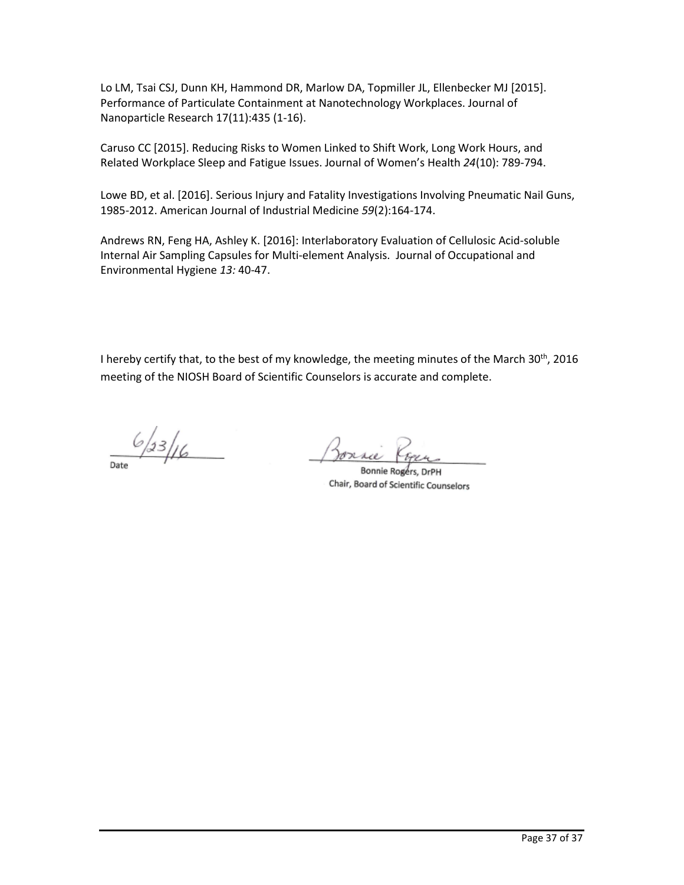Lo LM, Tsai CSJ, Dunn KH, Hammond DR, Marlow DA, Topmiller JL, Ellenbecker MJ [2015]. Performance of Particulate Containment at Nanotechnology Workplaces. Journal of Nanoparticle Research 17(11):435 (1-16).

Caruso CC [2015]. Reducing Risks to Women Linked to Shift Work, Long Work Hours, and Related Workplace Sleep and Fatigue Issues. Journal of Women's Health *24*(10): 789-794.

Lowe BD, et al. [2016]. Serious Injury and Fatality Investigations Involving Pneumatic Nail Guns, 1985-2012. American Journal of Industrial Medicine *59*(2):164-174.

Andrews RN, Feng HA, Ashley K. [2016]: Interlaboratory Evaluation of Cellulosic Acid-soluble Internal Air Sampling Capsules for Multi-element Analysis. Journal of Occupational and Environmental Hygiene *13:* 40-47.

I hereby certify that, to the best of my knowledge, the meeting minutes of the March 30th, 2016 meeting of the NIOSH Board of Scientific Counselors is accurate and complete.

6/23/16
Date

Bonnie Rogers
Bonnie Rogers, DrPH
Chair, Board of Scientific Counselors